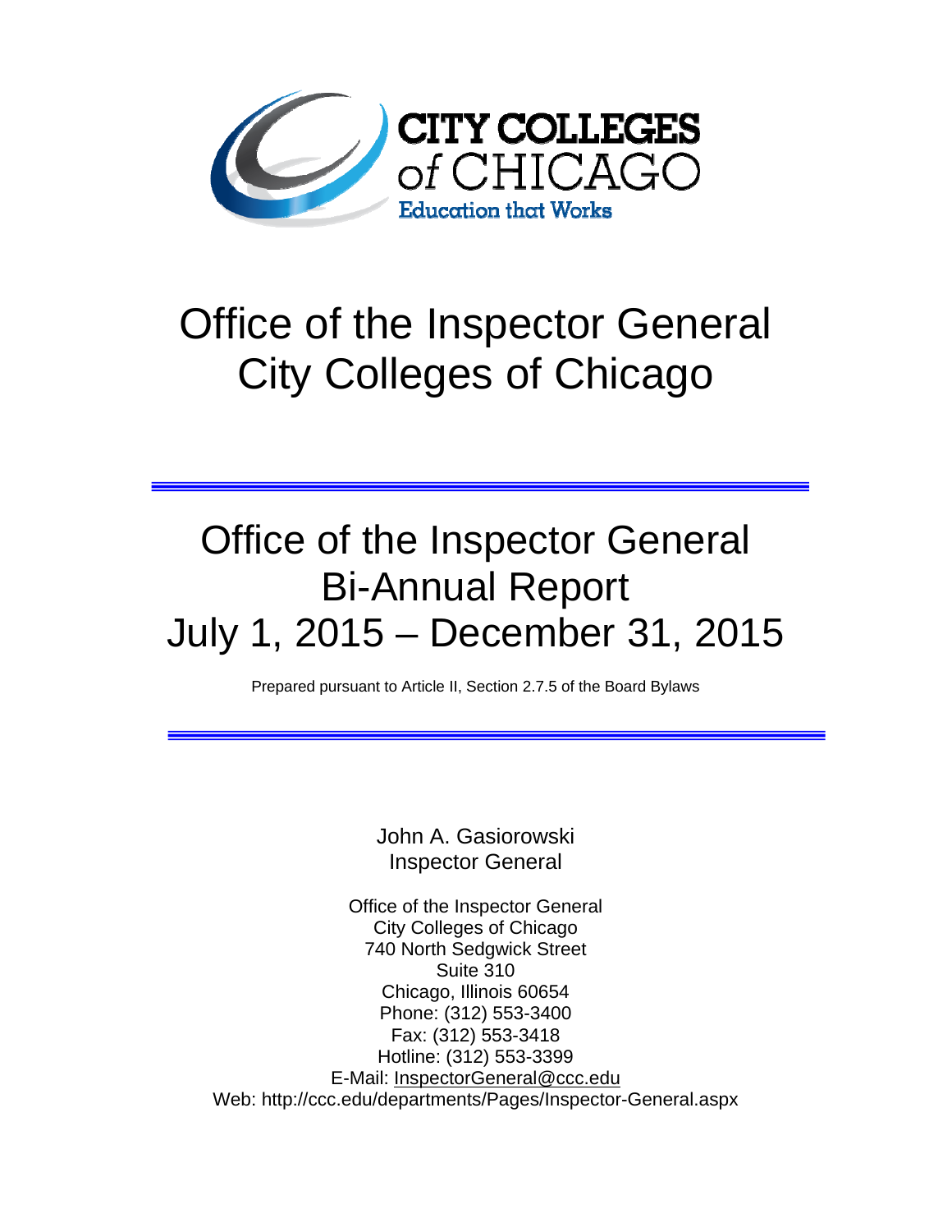CITY COLLEGES of CHICAGO

Education that Works

# Office of the Inspector General City Colleges of Chicago

---

# Office of the Inspector General Bi-Annual Report July 1, 2015 – December 31, 2015

Prepared pursuant to Article II, Section 2.7.5 of the Board Bylaws

---

John A. Gasiorowski
Inspector General

Office of the Inspector General
City Colleges of Chicago
740 North Sedgwick Street
Suite 310
Chicago, Illinois 60654
Phone: (312) 553-3400
Fax: (312) 553-3418
Hotline: (312) 553-3399
E-Mail: InspectorGeneral@ccc.edu
Web: http://ccc.edu/departments/Pages/Inspector-General.aspx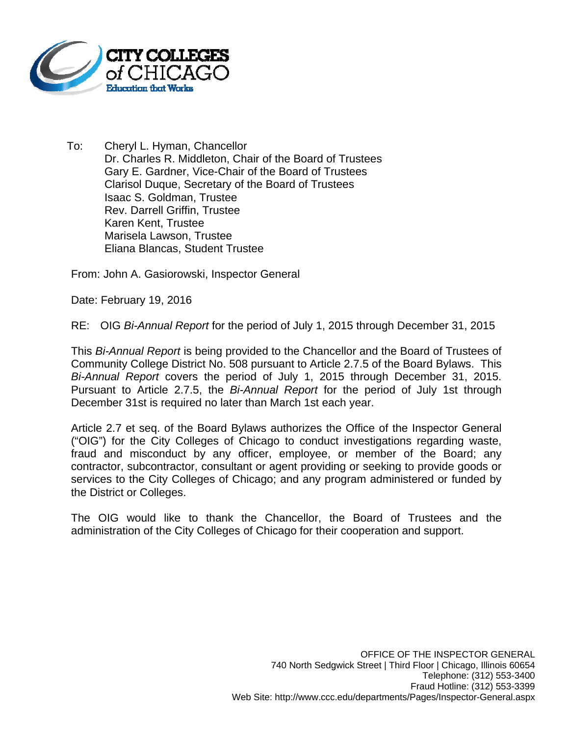CITY COLLEGES of CHICAGO
Education that Works

To: Cheryl L. Hyman, Chancellor
Dr. Charles R. Middleton, Chair of the Board of Trustees
Gary E. Gardner, Vice-Chair of the Board of Trustees
Clarisol Duque, Secretary of the Board of Trustees
Isaac S. Goldman, Trustee
Rev. Darrell Griffin, Trustee
Karen Kent, Trustee
Marisela Lawson, Trustee
Eliana Blancas, Student Trustee

From: John A. Gasiorowski, Inspector General

Date: February 19, 2016

RE: OIG *Bi-Annual Report* for the period of July 1, 2015 through December 31, 2015

This *Bi-Annual Report* is being provided to the Chancellor and the Board of Trustees of Community College District No. 508 pursuant to Article 2.7.5 of the Board Bylaws. This *Bi-Annual Report* covers the period of July 1, 2015 through December 31, 2015. Pursuant to Article 2.7.5, the *Bi-Annual Report* for the period of July 1st through December 31st is required no later than March 1st each year.

Article 2.7 et seq. of the Board Bylaws authorizes the Office of the Inspector General ("OIG") for the City Colleges of Chicago to conduct investigations regarding waste, fraud and misconduct by any officer, employee, or member of the Board; any contractor, subcontractor, consultant or agent providing or seeking to provide goods or services to the City Colleges of Chicago; and any program administered or funded by the District or Colleges.

The OIG would like to thank the Chancellor, the Board of Trustees and the administration of the City Colleges of Chicago for their cooperation and support.

OFFICE OF THE INSPECTOR GENERAL
740 North Sedgwick Street | Third Floor | Chicago, Illinois 60654
Telephone: (312) 553-3400
Fraud Hotline: (312) 553-3399
Web Site: http://www.ccc.edu/departments/Pages/Inspector-General.aspx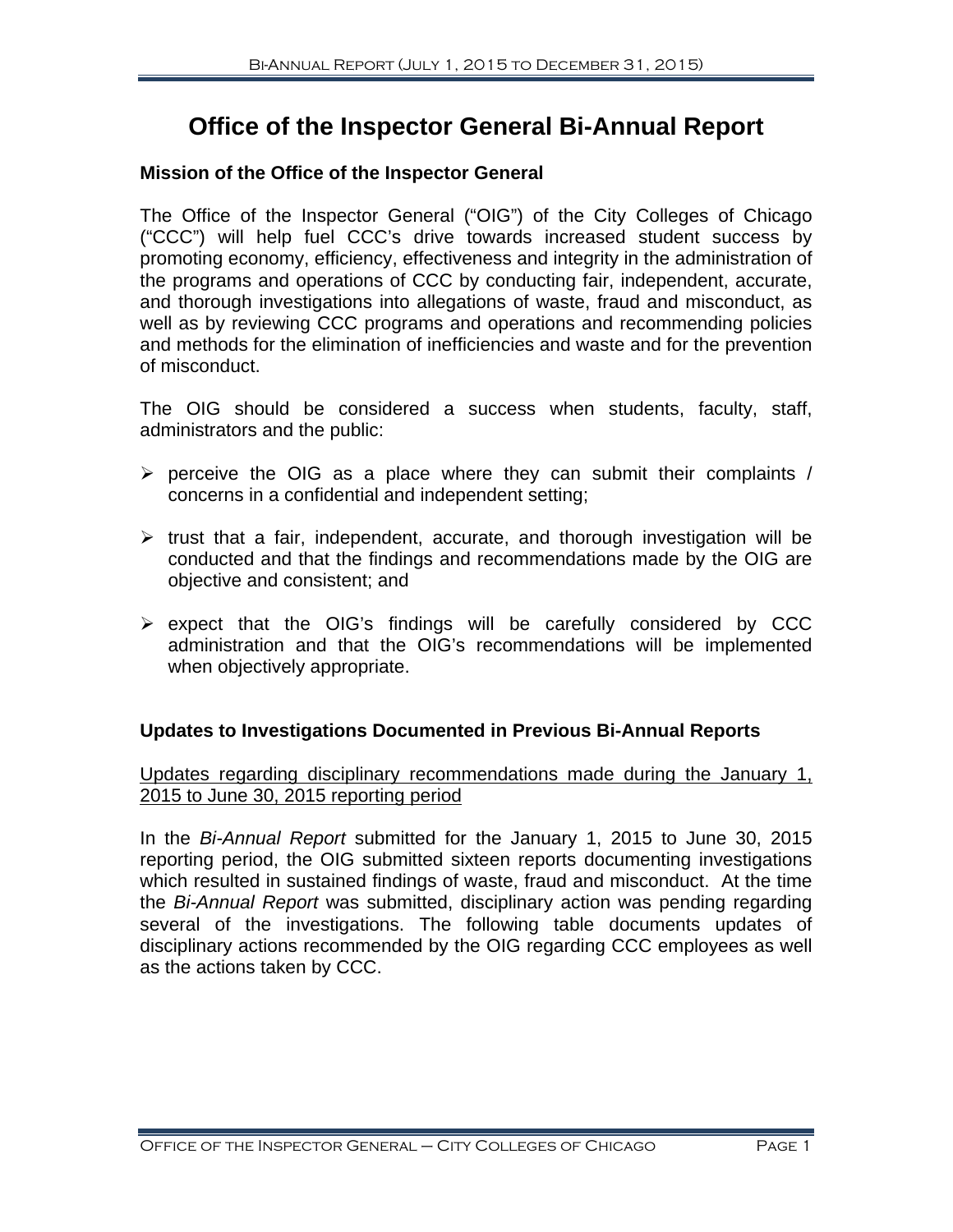# Office of the Inspector General Bi-Annual Report

### Mission of the Office of the Inspector General

The Office of the Inspector General ("OIG") of the City Colleges of Chicago ("CCC") will help fuel CCC's drive towards increased student success by promoting economy, efficiency, effectiveness and integrity in the administration of the programs and operations of CCC by conducting fair, independent, accurate, and thorough investigations into allegations of waste, fraud and misconduct, as well as by reviewing CCC programs and operations and recommending policies and methods for the elimination of inefficiencies and waste and for the prevention of misconduct.

The OIG should be considered a success when students, faculty, staff, administrators and the public:

- perceive the OIG as a place where they can submit their complaints / concerns in a confidential and independent setting;
- trust that a fair, independent, accurate, and thorough investigation will be conducted and that the findings and recommendations made by the OIG are objective and consistent; and
- expect that the OIG's findings will be carefully considered by CCC administration and that the OIG's recommendations will be implemented when objectively appropriate.

### Updates to Investigations Documented in Previous Bi-Annual Reports

Updates regarding disciplinary recommendations made during the January 1, 2015 to June 30, 2015 reporting period

In the *Bi-Annual Report* submitted for the January 1, 2015 to June 30, 2015 reporting period, the OIG submitted sixteen reports documenting investigations which resulted in sustained findings of waste, fraud and misconduct. At the time the *Bi-Annual Report* was submitted, disciplinary action was pending regarding several of the investigations. The following table documents updates of disciplinary actions recommended by the OIG regarding CCC employees as well as the actions taken by CCC.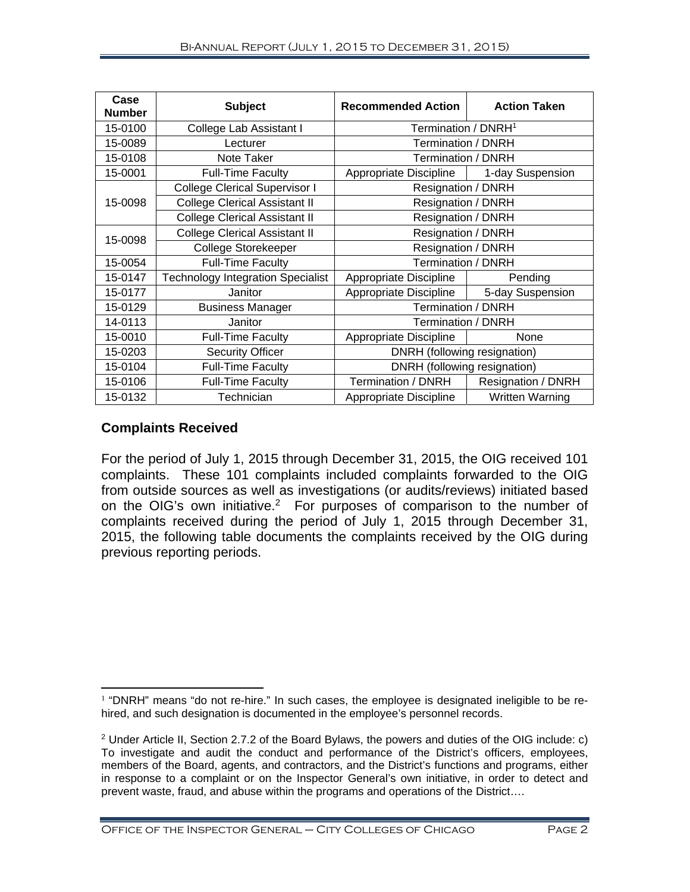| Case Number | Subject | Recommended Action | Action Taken |
| --- | --- | --- | --- |
| 15-0100 | College Lab Assistant I | Termination / DNRH[1] | |
| 15-0089 | Lecturer | Termination / DNRH | |
| 15-0108 | Note Taker | Termination / DNRH | |
| 15-0001 | Full-Time Faculty | Appropriate Discipline | 1-day Suspension |
| 15-0098 | College Clerical Supervisor I | Resignation / DNRH | |
| | College Clerical Assistant II | Resignation / DNRH | |
| | College Clerical Assistant II | Resignation / DNRH | |
| 15-0098 | College Clerical Assistant II | Resignation / DNRH | |
| | College Storekeeper | Resignation / DNRH | |
| 15-0054 | Full-Time Faculty | Termination / DNRH | |
| 15-0147 | Technology Integration Specialist | Appropriate Discipline | Pending |
| 15-0177 | Janitor | Appropriate Discipline | 5-day Suspension |
| 15-0129 | Business Manager | Termination / DNRH | |
| 14-0113 | Janitor | Termination / DNRH | |
| 15-0010 | Full-Time Faculty | Appropriate Discipline | None |
| 15-0203 | Security Officer | DNRH (following resignation) | |
| 15-0104 | Full-Time Faculty | DNRH (following resignation) | |
| 15-0106 | Full-Time Faculty | Termination / DNRH | Resignation / DNRH |
| 15-0132 | Technician | Appropriate Discipline | Written Warning |

### Complaints Received

For the period of July 1, 2015 through December 31, 2015, the OIG received 101 complaints. These 101 complaints included complaints forwarded to the OIG from outside sources as well as investigations (or audits/reviews) initiated based on the OIG's own initiative.[2] For purposes of comparison to the number of complaints received during the period of July 1, 2015 through December 31, 2015, the following table documents the complaints received by the OIG during previous reporting periods.

[1] "DNRH" means "do not re-hire." In such cases, the employee is designated ineligible to be re-hired, and such designation is documented in the employee's personnel records.

[2] Under Article II, Section 2.7.2 of the Board Bylaws, the powers and duties of the OIG include: c) To investigate and audit the conduct and performance of the District's officers, employees, members of the Board, agents, and contractors, and the District's functions and programs, either in response to a complaint or on the Inspector General's own initiative, in order to detect and prevent waste, fraud, and abuse within the programs and operations of the District….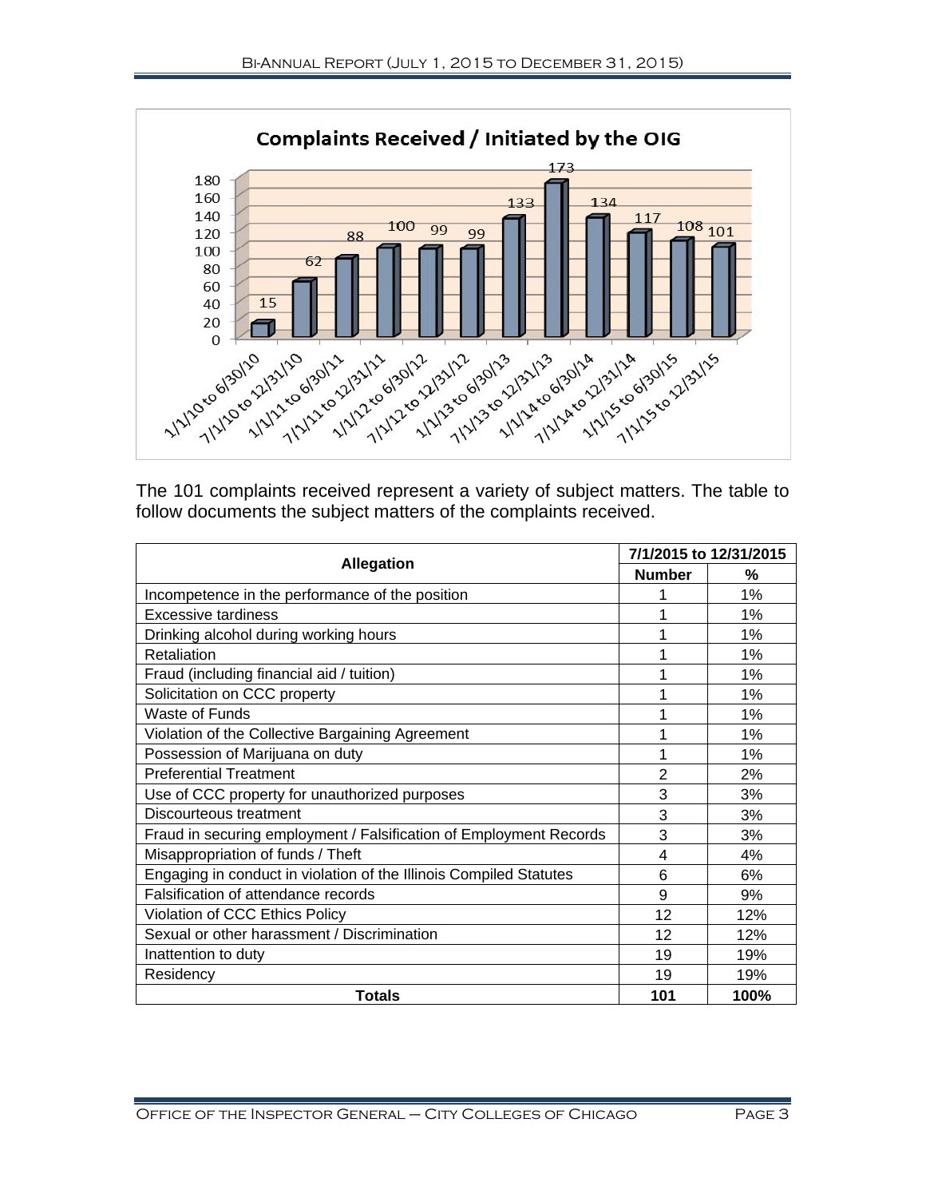The 101 complaints received represent a variety of subject matters. The table to follow documents the subject matters of the complaints received.

| Allegation | 7/1/2015 to 12/31/2015 | |
|---|---|---|
| | Number | % |
| Incompetence in the performance of the position | 1 | 1% |
| Excessive tardiness | 1 | 1% |
| Drinking alcohol during working hours | 1 | 1% |
| Retaliation | 1 | 1% |
| Fraud (including financial aid / tuition) | 1 | 1% |
| Solicitation on CCC property | 1 | 1% |
| Waste of Funds | 1 | 1% |
| Violation of the Collective Bargaining Agreement | 1 | 1% |
| Possession of Marijuana on duty | 1 | 1% |
| Preferential Treatment | 2 | 2% |
| Use of CCC property for unauthorized purposes | 3 | 3% |
| Discourteous treatment | 3 | 3% |
| Fraud in securing employment / Falsification of Employment Records | 3 | 3% |
| Misappropriation of funds / Theft | 4 | 4% |
| Engaging in conduct in violation of the Illinois Compiled Statutes | 6 | 6% |
| Falsification of attendance records | 9 | 9% |
| Violation of CCC Ethics Policy | 12 | 12% |
| Sexual or other harassment / Discrimination | 12 | 12% |
| Inattention to duty | 19 | 19% |
| Residency | 19 | 19% |
| **Totals** | **101** | **100%** |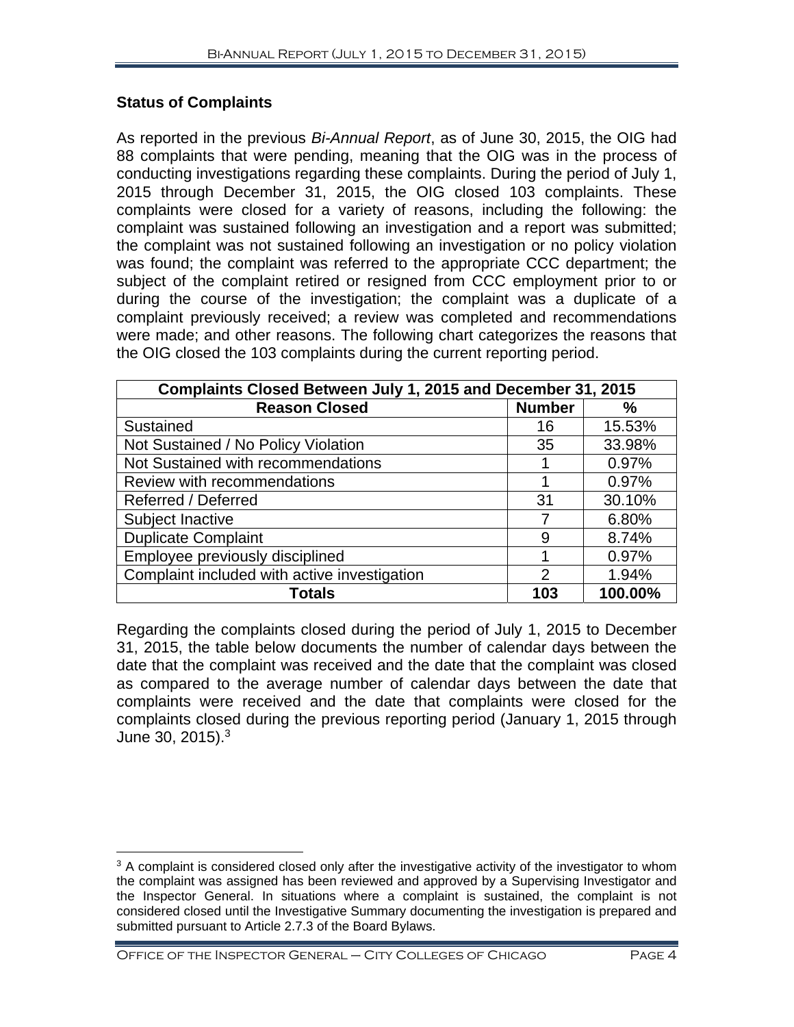### Status of Complaints

As reported in the previous *Bi-Annual Report*, as of June 30, 2015, the OIG had 88 complaints that were pending, meaning that the OIG was in the process of conducting investigations regarding these complaints. During the period of July 1, 2015 through December 31, 2015, the OIG closed 103 complaints. These complaints were closed for a variety of reasons, including the following: the complaint was sustained following an investigation and a report was submitted; the complaint was not sustained following an investigation or no policy violation was found; the complaint was referred to the appropriate CCC department; the subject of the complaint retired or resigned from CCC employment prior to or during the course of the investigation; the complaint was a duplicate of a complaint previously received; a review was completed and recommendations were made; and other reasons. The following chart categorizes the reasons that the OIG closed the 103 complaints during the current reporting period.

| Complaints Closed Between July 1, 2015 and December 31, 2015 | | |
|---|---|---|
| **Reason Closed** | **Number** | **%** |
| Sustained | 16 | 15.53% |
| Not Sustained / No Policy Violation | 35 | 33.98% |
| Not Sustained with recommendations | 1 | 0.97% |
| Review with recommendations | 1 | 0.97% |
| Referred / Deferred | 31 | 30.10% |
| Subject Inactive | 7 | 6.80% |
| Duplicate Complaint | 9 | 8.74% |
| Employee previously disciplined | 1 | 0.97% |
| Complaint included with active investigation | 2 | 1.94% |
| **Totals** | **103** | **100.00%** |

Regarding the complaints closed during the period of July 1, 2015 to December 31, 2015, the table below documents the number of calendar days between the date that the complaint was received and the date that the complaint was closed as compared to the average number of calendar days between the date that complaints were received and the date that complaints were closed for the complaints closed during the previous reporting period (January 1, 2015 through June 30, 2015).[3]

[3] A complaint is considered closed only after the investigative activity of the investigator to whom the complaint was assigned has been reviewed and approved by a Supervising Investigator and the Inspector General. In situations where a complaint is sustained, the complaint is not considered closed until the Investigative Summary documenting the investigation is prepared and submitted pursuant to Article 2.7.3 of the Board Bylaws.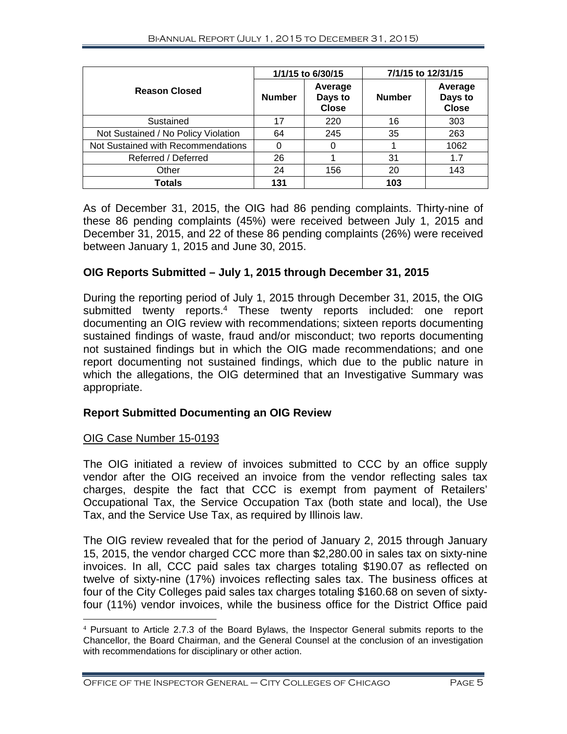| Reason Closed | 1/1/15 to 6/30/15 | | 7/1/15 to 12/31/15 | |
|---|---|---|---|---|
| | Number | Average Days to Close | Number | Average Days to Close |
| Sustained | 17 | 220 | 16 | 303 |
| Not Sustained / No Policy Violation | 64 | 245 | 35 | 263 |
| Not Sustained with Recommendations | 0 | 0 | 1 | 1062 |
| Referred / Deferred | 26 | 1 | 31 | 1.7 |
| Other | 24 | 156 | 20 | 143 |
| **Totals** | **131** | | **103** | |

As of December 31, 2015, the OIG had 86 pending complaints. Thirty-nine of these 86 pending complaints (45%) were received between July 1, 2015 and December 31, 2015, and 22 of these 86 pending complaints (26%) were received between January 1, 2015 and June 30, 2015.

## OIG Reports Submitted – July 1, 2015 through December 31, 2015

During the reporting period of July 1, 2015 through December 31, 2015, the OIG submitted twenty reports.[4] These twenty reports included: one report documenting an OIG review with recommendations; sixteen reports documenting sustained findings of waste, fraud and/or misconduct; two reports documenting not sustained findings but in which the OIG made recommendations; and one report documenting not sustained findings, which due to the public nature in which the allegations, the OIG determined that an Investigative Summary was appropriate.

## Report Submitted Documenting an OIG Review

OIG Case Number 15-0193

The OIG initiated a review of invoices submitted to CCC by an office supply vendor after the OIG received an invoice from the vendor reflecting sales tax charges, despite the fact that CCC is exempt from payment of Retailers' Occupational Tax, the Service Occupation Tax (both state and local), the Use Tax, and the Service Use Tax, as required by Illinois law.

The OIG review revealed that for the period of January 2, 2015 through January 15, 2015, the vendor charged CCC more than $2,280.00 in sales tax on sixty-nine invoices. In all, CCC paid sales tax charges totaling $190.07 as reflected on twelve of sixty-nine (17%) invoices reflecting sales tax. The business offices at four of the City Colleges paid sales tax charges totaling $160.68 on seven of sixty-four (11%) vendor invoices, while the business office for the District Office paid

[4] Pursuant to Article 2.7.3 of the Board Bylaws, the Inspector General submits reports to the Chancellor, the Board Chairman, and the General Counsel at the conclusion of an investigation with recommendations for disciplinary or other action.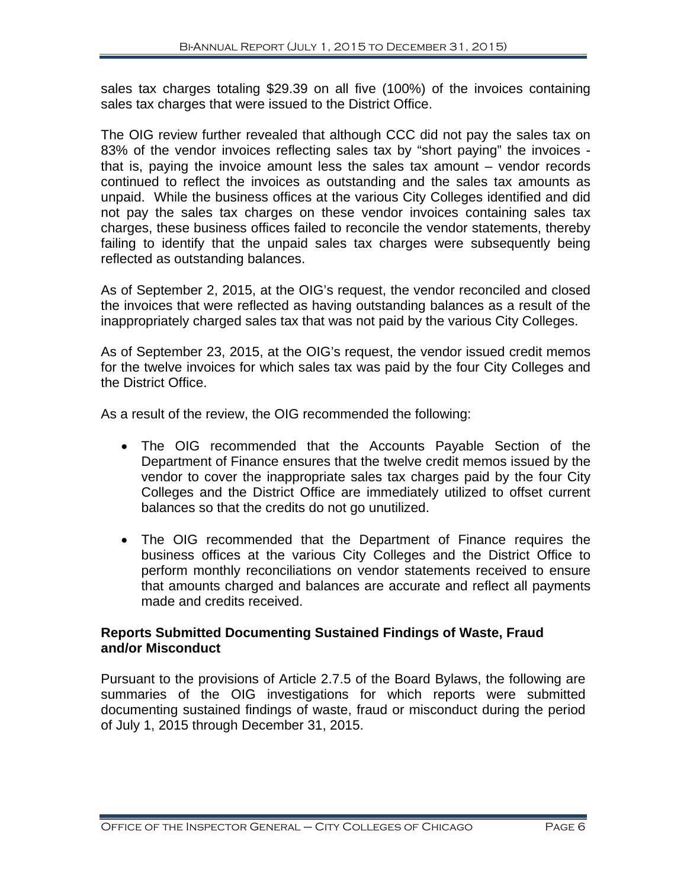sales tax charges totaling $29.39 on all five (100%) of the invoices containing sales tax charges that were issued to the District Office.

The OIG review further revealed that although CCC did not pay the sales tax on 83% of the vendor invoices reflecting sales tax by "short paying" the invoices - that is, paying the invoice amount less the sales tax amount – vendor records continued to reflect the invoices as outstanding and the sales tax amounts as unpaid. While the business offices at the various City Colleges identified and did not pay the sales tax charges on these vendor invoices containing sales tax charges, these business offices failed to reconcile the vendor statements, thereby failing to identify that the unpaid sales tax charges were subsequently being reflected as outstanding balances.

As of September 2, 2015, at the OIG's request, the vendor reconciled and closed the invoices that were reflected as having outstanding balances as a result of the inappropriately charged sales tax that was not paid by the various City Colleges.

As of September 23, 2015, at the OIG's request, the vendor issued credit memos for the twelve invoices for which sales tax was paid by the four City Colleges and the District Office.

As a result of the review, the OIG recommended the following:

- The OIG recommended that the Accounts Payable Section of the Department of Finance ensures that the twelve credit memos issued by the vendor to cover the inappropriate sales tax charges paid by the four City Colleges and the District Office are immediately utilized to offset current balances so that the credits do not go unutilized.
- The OIG recommended that the Department of Finance requires the business offices at the various City Colleges and the District Office to perform monthly reconciliations on vendor statements received to ensure that amounts charged and balances are accurate and reflect all payments made and credits received.

**Reports Submitted Documenting Sustained Findings of Waste, Fraud and/or Misconduct**

Pursuant to the provisions of Article 2.7.5 of the Board Bylaws, the following are summaries of the OIG investigations for which reports were submitted documenting sustained findings of waste, fraud or misconduct during the period of July 1, 2015 through December 31, 2015.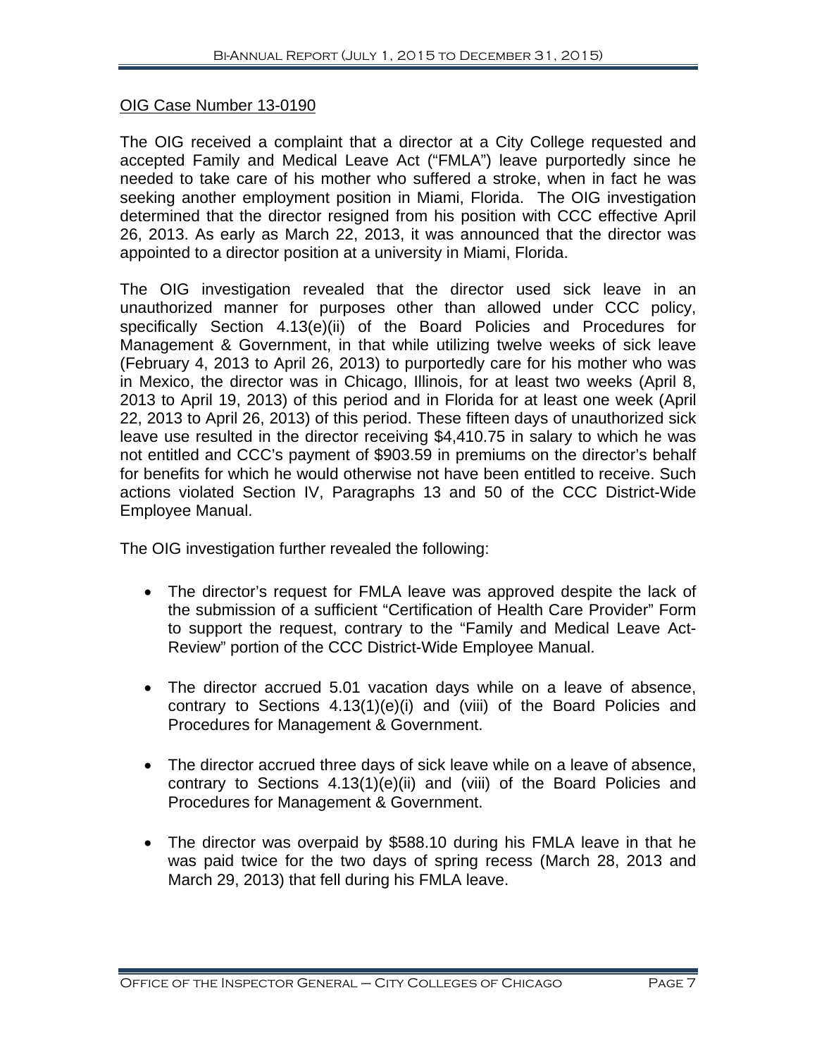OIG Case Number 13-0190

The OIG received a complaint that a director at a City College requested and accepted Family and Medical Leave Act ("FMLA") leave purportedly since he needed to take care of his mother who suffered a stroke, when in fact he was seeking another employment position in Miami, Florida. The OIG investigation determined that the director resigned from his position with CCC effective April 26, 2013. As early as March 22, 2013, it was announced that the director was appointed to a director position at a university in Miami, Florida.

The OIG investigation revealed that the director used sick leave in an unauthorized manner for purposes other than allowed under CCC policy, specifically Section 4.13(e)(ii) of the Board Policies and Procedures for Management & Government, in that while utilizing twelve weeks of sick leave (February 4, 2013 to April 26, 2013) to purportedly care for his mother who was in Mexico, the director was in Chicago, Illinois, for at least two weeks (April 8, 2013 to April 19, 2013) of this period and in Florida for at least one week (April 22, 2013 to April 26, 2013) of this period. These fifteen days of unauthorized sick leave use resulted in the director receiving $4,410.75 in salary to which he was not entitled and CCC's payment of $903.59 in premiums on the director's behalf for benefits for which he would otherwise not have been entitled to receive. Such actions violated Section IV, Paragraphs 13 and 50 of the CCC District-Wide Employee Manual.

The OIG investigation further revealed the following:

- The director's request for FMLA leave was approved despite the lack of the submission of a sufficient "Certification of Health Care Provider" Form to support the request, contrary to the "Family and Medical Leave Act-Review" portion of the CCC District-Wide Employee Manual.
- The director accrued 5.01 vacation days while on a leave of absence, contrary to Sections 4.13(1)(e)(i) and (viii) of the Board Policies and Procedures for Management & Government.
- The director accrued three days of sick leave while on a leave of absence, contrary to Sections 4.13(1)(e)(ii) and (viii) of the Board Policies and Procedures for Management & Government.
- The director was overpaid by $588.10 during his FMLA leave in that he was paid twice for the two days of spring recess (March 28, 2013 and March 29, 2013) that fell during his FMLA leave.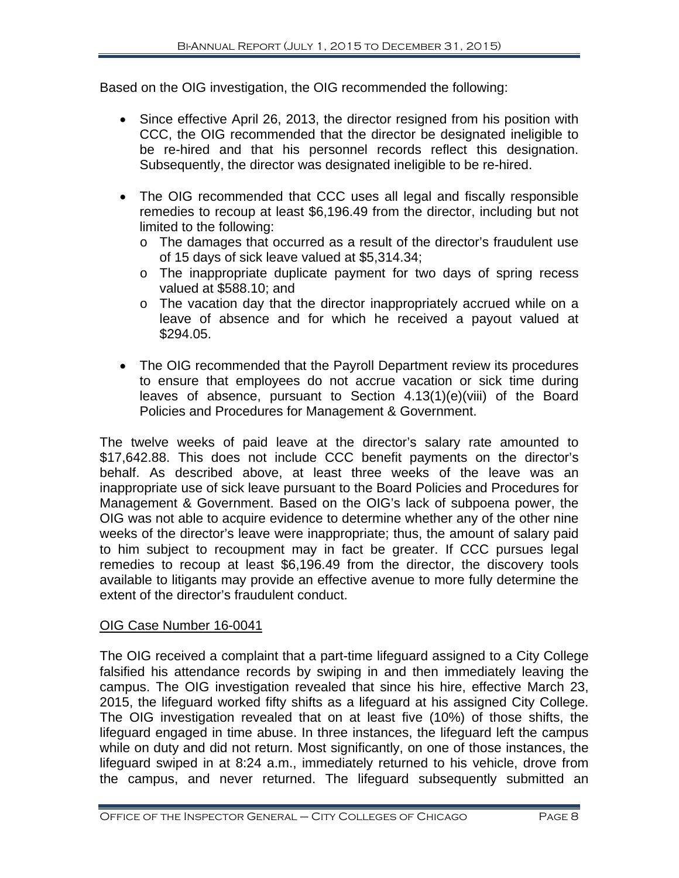Based on the OIG investigation, the OIG recommended the following:

- Since effective April 26, 2013, the director resigned from his position with CCC, the OIG recommended that the director be designated ineligible to be re-hired and that his personnel records reflect this designation. Subsequently, the director was designated ineligible to be re-hired.
- The OIG recommended that CCC uses all legal and fiscally responsible remedies to recoup at least $6,196.49 from the director, including but not limited to the following:
  - The damages that occurred as a result of the director's fraudulent use of 15 days of sick leave valued at $5,314.34;
  - The inappropriate duplicate payment for two days of spring recess valued at $588.10; and
  - The vacation day that the director inappropriately accrued while on a leave of absence and for which he received a payout valued at $294.05.
- The OIG recommended that the Payroll Department review its procedures to ensure that employees do not accrue vacation or sick time during leaves of absence, pursuant to Section 4.13(1)(e)(viii) of the Board Policies and Procedures for Management & Government.

The twelve weeks of paid leave at the director's salary rate amounted to $17,642.88. This does not include CCC benefit payments on the director's behalf. As described above, at least three weeks of the leave was an inappropriate use of sick leave pursuant to the Board Policies and Procedures for Management & Government. Based on the OIG's lack of subpoena power, the OIG was not able to acquire evidence to determine whether any of the other nine weeks of the director's leave were inappropriate; thus, the amount of salary paid to him subject to recoupment may in fact be greater. If CCC pursues legal remedies to recoup at least $6,196.49 from the director, the discovery tools available to litigants may provide an effective avenue to more fully determine the extent of the director's fraudulent conduct.

<u>OIG Case Number 16-0041</u>

The OIG received a complaint that a part-time lifeguard assigned to a City College falsified his attendance records by swiping in and then immediately leaving the campus. The OIG investigation revealed that since his hire, effective March 23, 2015, the lifeguard worked fifty shifts as a lifeguard at his assigned City College. The OIG investigation revealed that on at least five (10%) of those shifts, the lifeguard engaged in time abuse. In three instances, the lifeguard left the campus while on duty and did not return. Most significantly, on one of those instances, the lifeguard swiped in at 8:24 a.m., immediately returned to his vehicle, drove from the campus, and never returned. The lifeguard subsequently submitted an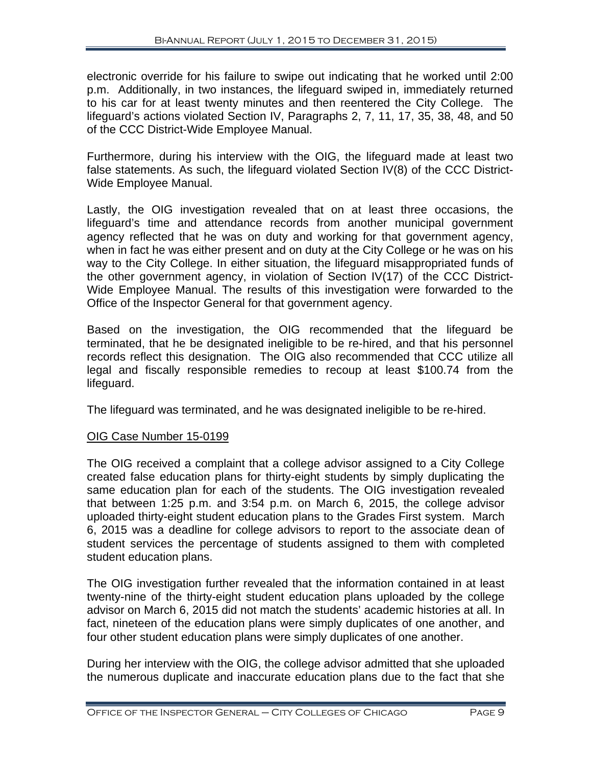electronic override for his failure to swipe out indicating that he worked until 2:00 p.m. Additionally, in two instances, the lifeguard swiped in, immediately returned to his car for at least twenty minutes and then reentered the City College. The lifeguard's actions violated Section IV, Paragraphs 2, 7, 11, 17, 35, 38, 48, and 50 of the CCC District-Wide Employee Manual.

Furthermore, during his interview with the OIG, the lifeguard made at least two false statements. As such, the lifeguard violated Section IV(8) of the CCC District-Wide Employee Manual.

Lastly, the OIG investigation revealed that on at least three occasions, the lifeguard's time and attendance records from another municipal government agency reflected that he was on duty and working for that government agency, when in fact he was either present and on duty at the City College or he was on his way to the City College. In either situation, the lifeguard misappropriated funds of the other government agency, in violation of Section IV(17) of the CCC District-Wide Employee Manual. The results of this investigation were forwarded to the Office of the Inspector General for that government agency.

Based on the investigation, the OIG recommended that the lifeguard be terminated, that he be designated ineligible to be re-hired, and that his personnel records reflect this designation. The OIG also recommended that CCC utilize all legal and fiscally responsible remedies to recoup at least $100.74 from the lifeguard.

The lifeguard was terminated, and he was designated ineligible to be re-hired.

<u>OIG Case Number 15-0199</u>

The OIG received a complaint that a college advisor assigned to a City College created false education plans for thirty-eight students by simply duplicating the same education plan for each of the students. The OIG investigation revealed that between 1:25 p.m. and 3:54 p.m. on March 6, 2015, the college advisor uploaded thirty-eight student education plans to the Grades First system. March 6, 2015 was a deadline for college advisors to report to the associate dean of student services the percentage of students assigned to them with completed student education plans.

The OIG investigation further revealed that the information contained in at least twenty-nine of the thirty-eight student education plans uploaded by the college advisor on March 6, 2015 did not match the students' academic histories at all. In fact, nineteen of the education plans were simply duplicates of one another, and four other student education plans were simply duplicates of one another.

During her interview with the OIG, the college advisor admitted that she uploaded the numerous duplicate and inaccurate education plans due to the fact that she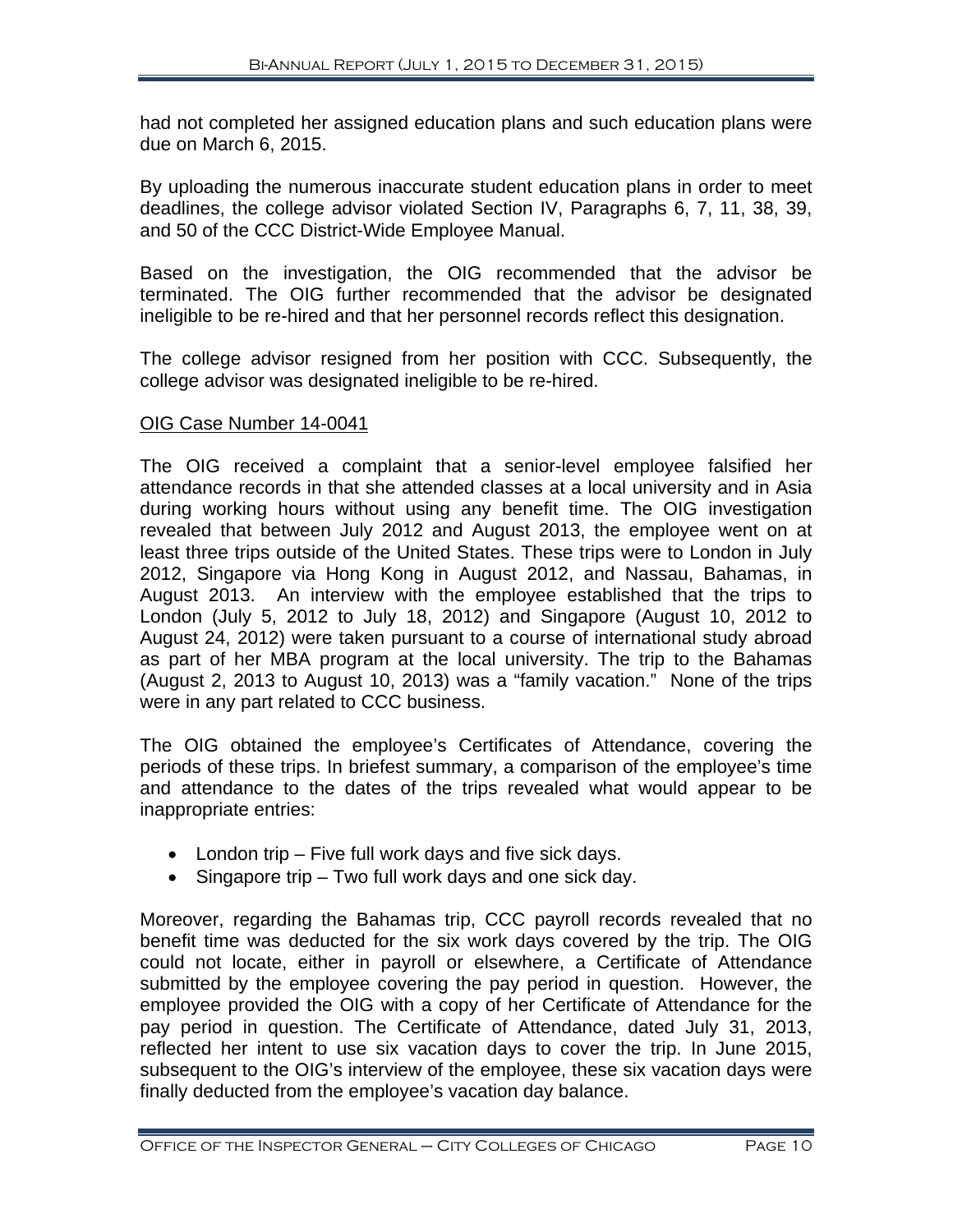had not completed her assigned education plans and such education plans were due on March 6, 2015.

By uploading the numerous inaccurate student education plans in order to meet deadlines, the college advisor violated Section IV, Paragraphs 6, 7, 11, 38, 39, and 50 of the CCC District-Wide Employee Manual.

Based on the investigation, the OIG recommended that the advisor be terminated. The OIG further recommended that the advisor be designated ineligible to be re-hired and that her personnel records reflect this designation.

The college advisor resigned from her position with CCC. Subsequently, the college advisor was designated ineligible to be re-hired.

OIG Case Number 14-0041

The OIG received a complaint that a senior-level employee falsified her attendance records in that she attended classes at a local university and in Asia during working hours without using any benefit time. The OIG investigation revealed that between July 2012 and August 2013, the employee went on at least three trips outside of the United States. These trips were to London in July 2012, Singapore via Hong Kong in August 2012, and Nassau, Bahamas, in August 2013. An interview with the employee established that the trips to London (July 5, 2012 to July 18, 2012) and Singapore (August 10, 2012 to August 24, 2012) were taken pursuant to a course of international study abroad as part of her MBA program at the local university. The trip to the Bahamas (August 2, 2013 to August 10, 2013) was a "family vacation." None of the trips were in any part related to CCC business.

The OIG obtained the employee's Certificates of Attendance, covering the periods of these trips. In briefest summary, a comparison of the employee's time and attendance to the dates of the trips revealed what would appear to be inappropriate entries:

- London trip – Five full work days and five sick days.
- Singapore trip – Two full work days and one sick day.

Moreover, regarding the Bahamas trip, CCC payroll records revealed that no benefit time was deducted for the six work days covered by the trip. The OIG could not locate, either in payroll or elsewhere, a Certificate of Attendance submitted by the employee covering the pay period in question. However, the employee provided the OIG with a copy of her Certificate of Attendance for the pay period in question. The Certificate of Attendance, dated July 31, 2013, reflected her intent to use six vacation days to cover the trip. In June 2015, subsequent to the OIG's interview of the employee, these six vacation days were finally deducted from the employee's vacation day balance.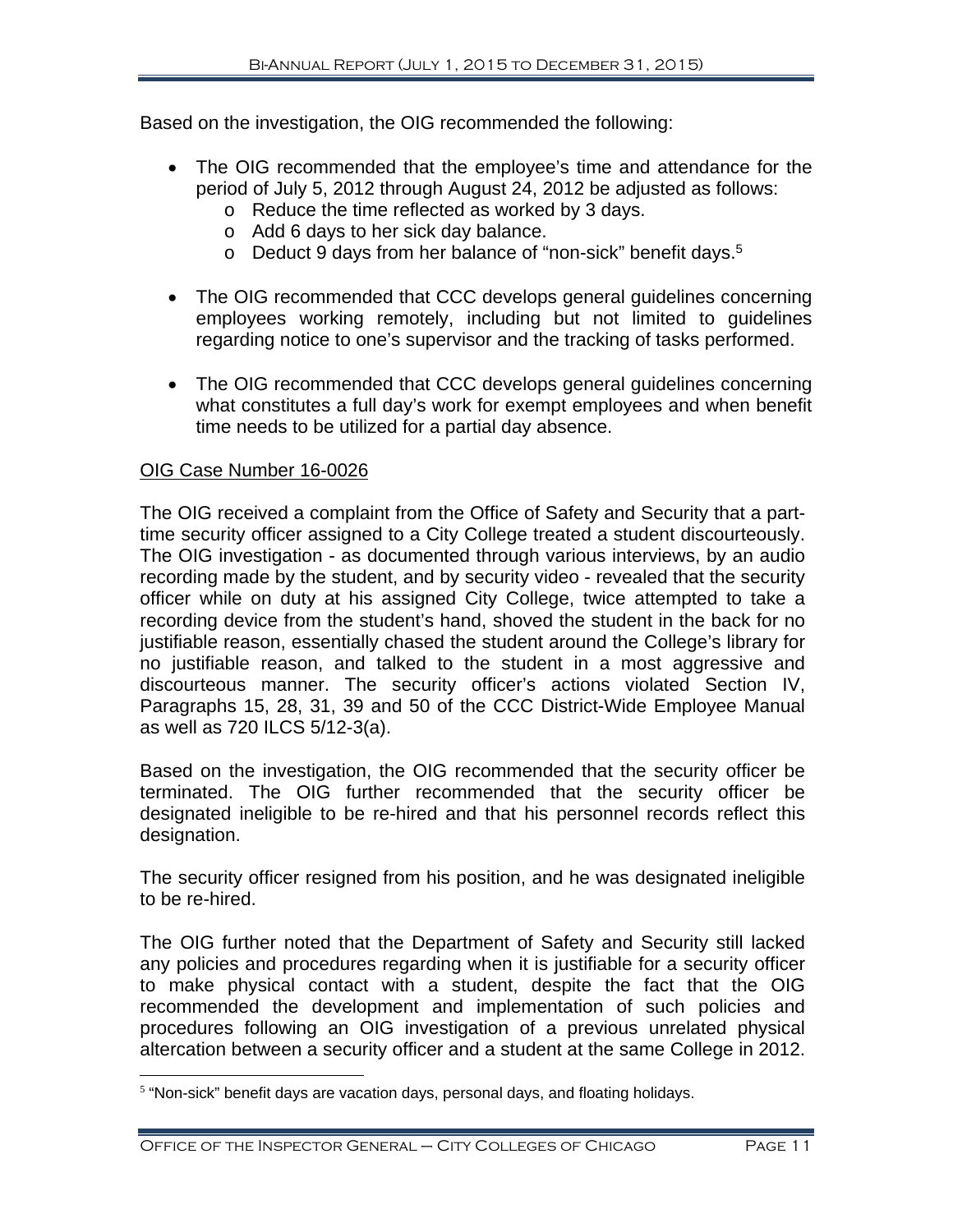Based on the investigation, the OIG recommended the following:

- The OIG recommended that the employee's time and attendance for the period of July 5, 2012 through August 24, 2012 be adjusted as follows:
  - Reduce the time reflected as worked by 3 days.
  - Add 6 days to her sick day balance.
  - Deduct 9 days from her balance of "non-sick" benefit days.[5]

- The OIG recommended that CCC develops general guidelines concerning employees working remotely, including but not limited to guidelines regarding notice to one's supervisor and the tracking of tasks performed.

- The OIG recommended that CCC develops general guidelines concerning what constitutes a full day's work for exempt employees and when benefit time needs to be utilized for a partial day absence.

OIG Case Number 16-0026

The OIG received a complaint from the Office of Safety and Security that a part-time security officer assigned to a City College treated a student discourteously. The OIG investigation - as documented through various interviews, by an audio recording made by the student, and by security video - revealed that the security officer while on duty at his assigned City College, twice attempted to take a recording device from the student's hand, shoved the student in the back for no justifiable reason, essentially chased the student around the College's library for no justifiable reason, and talked to the student in a most aggressive and discourteous manner. The security officer's actions violated Section IV, Paragraphs 15, 28, 31, 39 and 50 of the CCC District-Wide Employee Manual as well as 720 ILCS 5/12-3(a).

Based on the investigation, the OIG recommended that the security officer be terminated. The OIG further recommended that the security officer be designated ineligible to be re-hired and that his personnel records reflect this designation.

The security officer resigned from his position, and he was designated ineligible to be re-hired.

The OIG further noted that the Department of Safety and Security still lacked any policies and procedures regarding when it is justifiable for a security officer to make physical contact with a student, despite the fact that the OIG recommended the development and implementation of such policies and procedures following an OIG investigation of a previous unrelated physical altercation between a security officer and a student at the same College in 2012.

[5] "Non-sick" benefit days are vacation days, personal days, and floating holidays.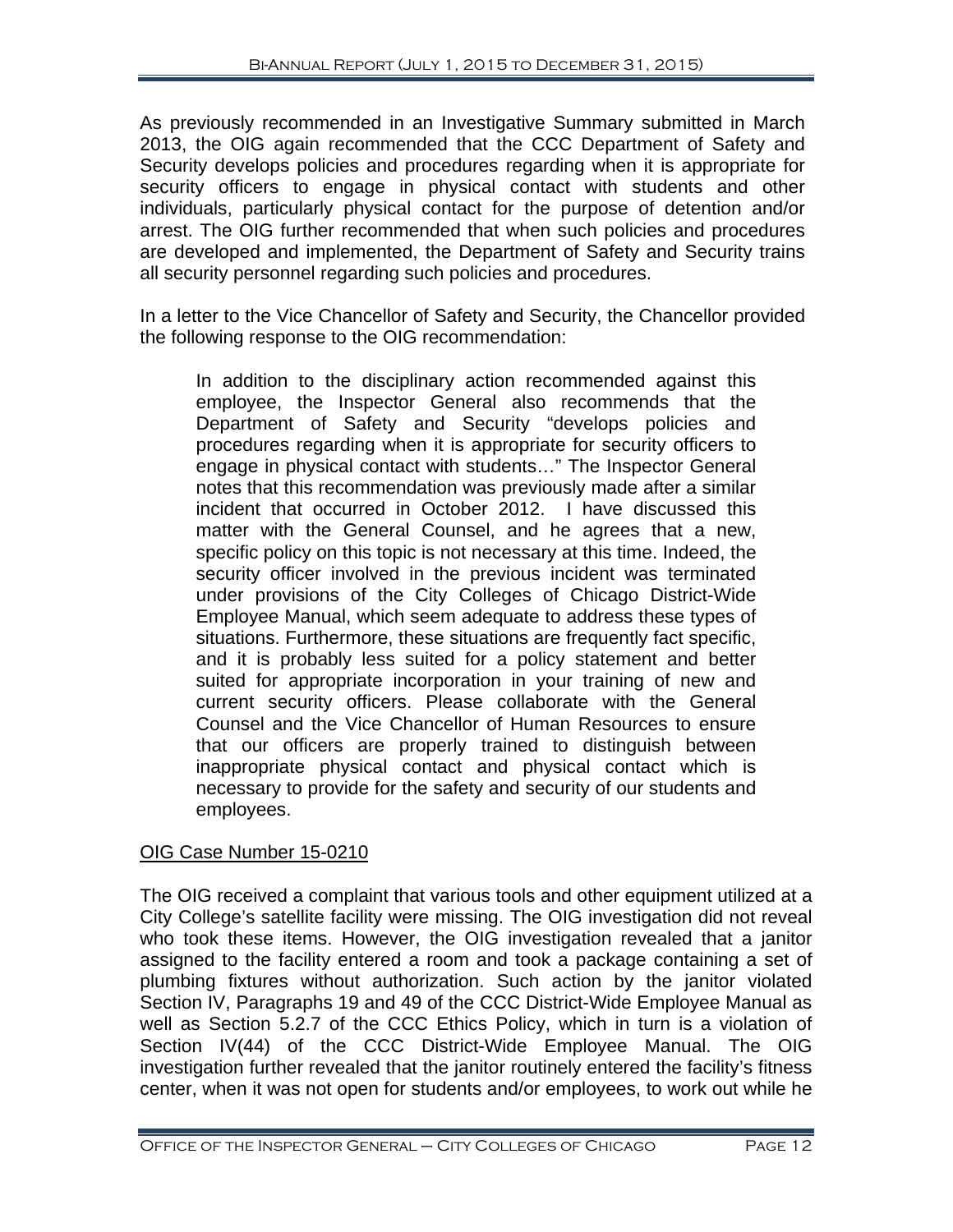As previously recommended in an Investigative Summary submitted in March 2013, the OIG again recommended that the CCC Department of Safety and Security develops policies and procedures regarding when it is appropriate for security officers to engage in physical contact with students and other individuals, particularly physical contact for the purpose of detention and/or arrest. The OIG further recommended that when such policies and procedures are developed and implemented, the Department of Safety and Security trains all security personnel regarding such policies and procedures.

In a letter to the Vice Chancellor of Safety and Security, the Chancellor provided the following response to the OIG recommendation:

> In addition to the disciplinary action recommended against this employee, the Inspector General also recommends that the Department of Safety and Security "develops policies and procedures regarding when it is appropriate for security officers to engage in physical contact with students…" The Inspector General notes that this recommendation was previously made after a similar incident that occurred in October 2012. I have discussed this matter with the General Counsel, and he agrees that a new, specific policy on this topic is not necessary at this time. Indeed, the security officer involved in the previous incident was terminated under provisions of the City Colleges of Chicago District-Wide Employee Manual, which seem adequate to address these types of situations. Furthermore, these situations are frequently fact specific, and it is probably less suited for a policy statement and better suited for appropriate incorporation in your training of new and current security officers. Please collaborate with the General Counsel and the Vice Chancellor of Human Resources to ensure that our officers are properly trained to distinguish between inappropriate physical contact and physical contact which is necessary to provide for the safety and security of our students and employees.

OIG Case Number 15-0210

The OIG received a complaint that various tools and other equipment utilized at a City College's satellite facility were missing. The OIG investigation did not reveal who took these items. However, the OIG investigation revealed that a janitor assigned to the facility entered a room and took a package containing a set of plumbing fixtures without authorization. Such action by the janitor violated Section IV, Paragraphs 19 and 49 of the CCC District-Wide Employee Manual as well as Section 5.2.7 of the CCC Ethics Policy, which in turn is a violation of Section IV(44) of the CCC District-Wide Employee Manual. The OIG investigation further revealed that the janitor routinely entered the facility's fitness center, when it was not open for students and/or employees, to work out while he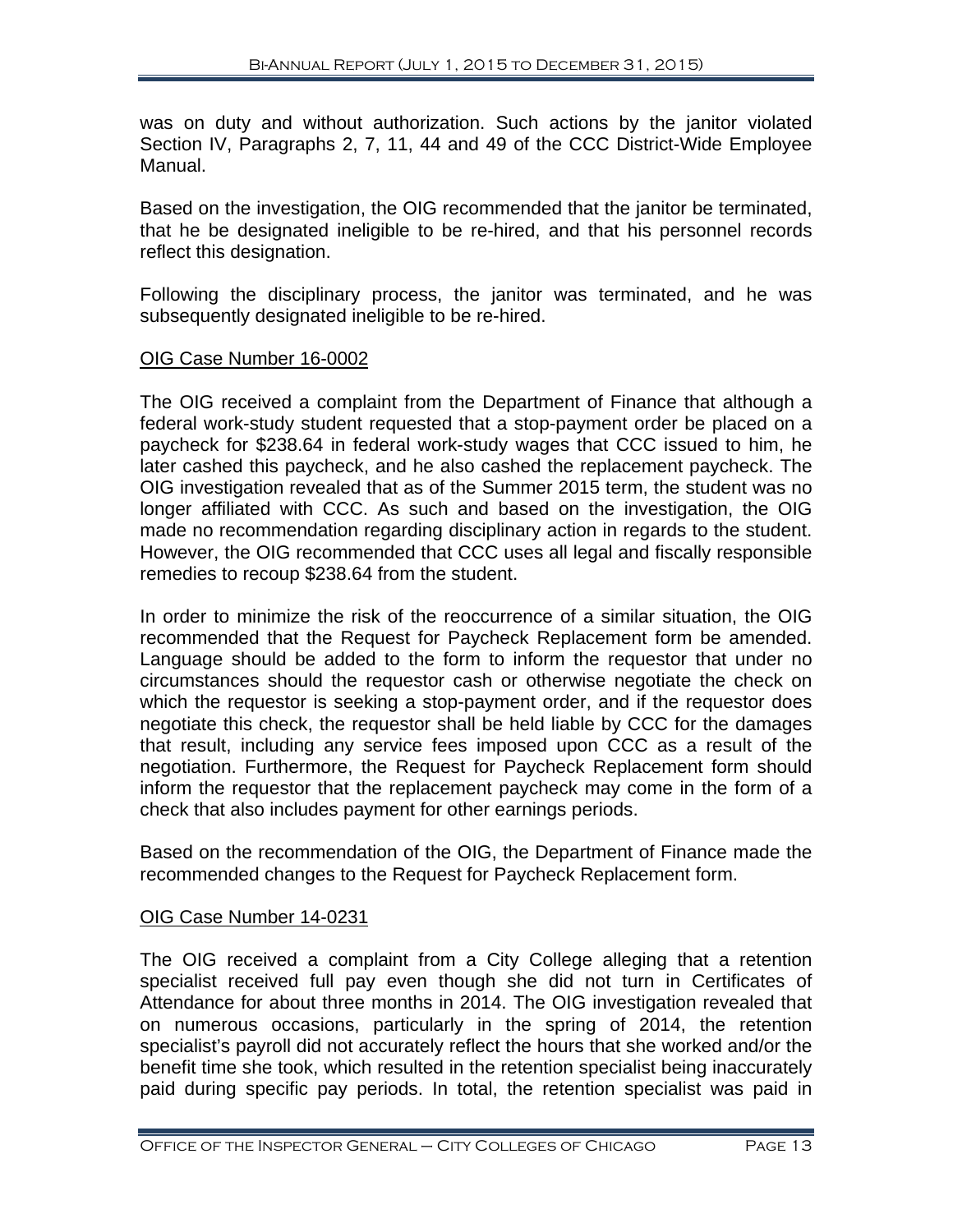was on duty and without authorization. Such actions by the janitor violated Section IV, Paragraphs 2, 7, 11, 44 and 49 of the CCC District-Wide Employee Manual.

Based on the investigation, the OIG recommended that the janitor be terminated, that he be designated ineligible to be re-hired, and that his personnel records reflect this designation.

Following the disciplinary process, the janitor was terminated, and he was subsequently designated ineligible to be re-hired.

OIG Case Number 16-0002

The OIG received a complaint from the Department of Finance that although a federal work-study student requested that a stop-payment order be placed on a paycheck for $238.64 in federal work-study wages that CCC issued to him, he later cashed this paycheck, and he also cashed the replacement paycheck. The OIG investigation revealed that as of the Summer 2015 term, the student was no longer affiliated with CCC. As such and based on the investigation, the OIG made no recommendation regarding disciplinary action in regards to the student. However, the OIG recommended that CCC uses all legal and fiscally responsible remedies to recoup $238.64 from the student.

In order to minimize the risk of the reoccurrence of a similar situation, the OIG recommended that the Request for Paycheck Replacement form be amended. Language should be added to the form to inform the requestor that under no circumstances should the requestor cash or otherwise negotiate the check on which the requestor is seeking a stop-payment order, and if the requestor does negotiate this check, the requestor shall be held liable by CCC for the damages that result, including any service fees imposed upon CCC as a result of the negotiation. Furthermore, the Request for Paycheck Replacement form should inform the requestor that the replacement paycheck may come in the form of a check that also includes payment for other earnings periods.

Based on the recommendation of the OIG, the Department of Finance made the recommended changes to the Request for Paycheck Replacement form.

OIG Case Number 14-0231

The OIG received a complaint from a City College alleging that a retention specialist received full pay even though she did not turn in Certificates of Attendance for about three months in 2014. The OIG investigation revealed that on numerous occasions, particularly in the spring of 2014, the retention specialist's payroll did not accurately reflect the hours that she worked and/or the benefit time she took, which resulted in the retention specialist being inaccurately paid during specific pay periods. In total, the retention specialist was paid in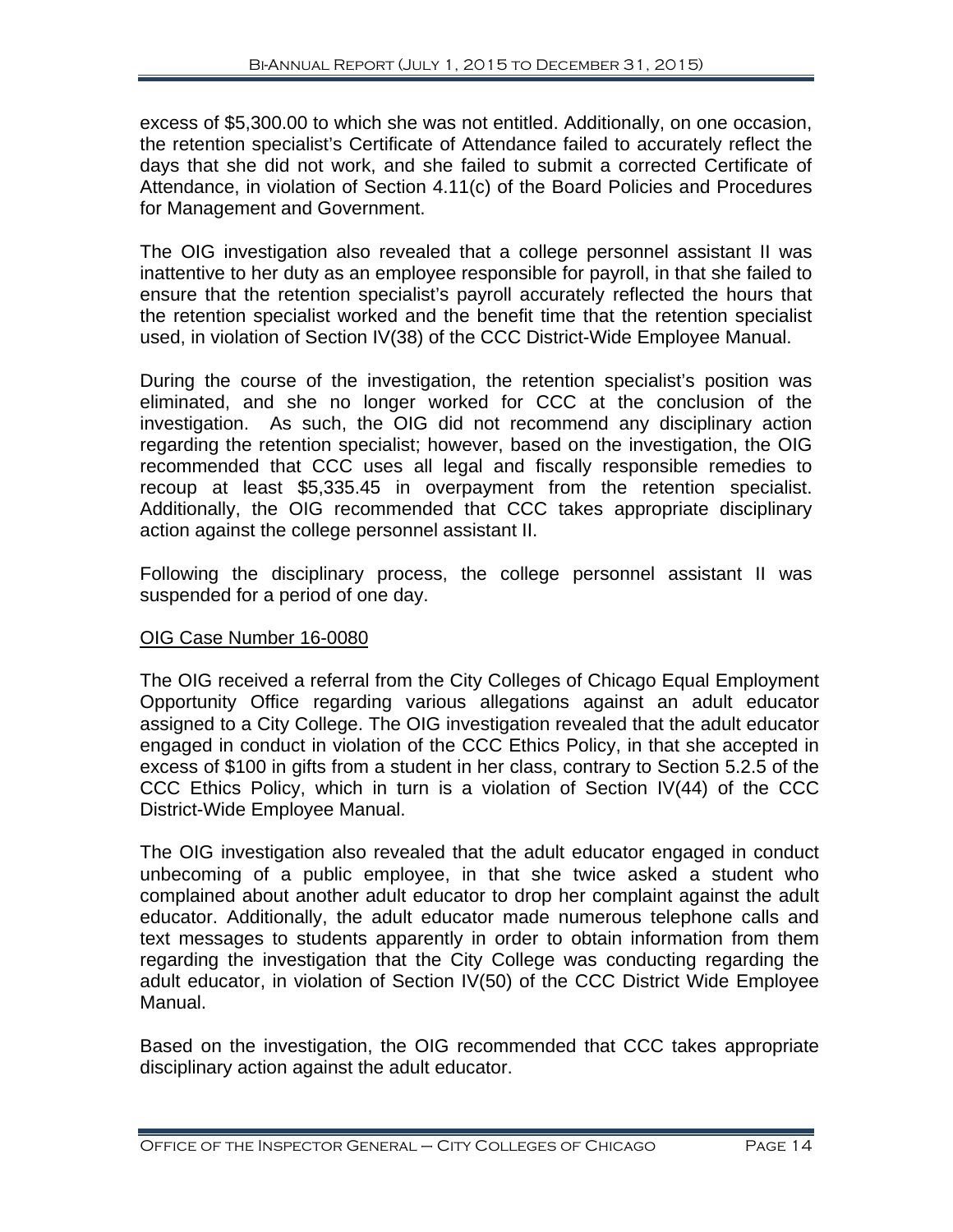excess of $5,300.00 to which she was not entitled. Additionally, on one occasion, the retention specialist's Certificate of Attendance failed to accurately reflect the days that she did not work, and she failed to submit a corrected Certificate of Attendance, in violation of Section 4.11(c) of the Board Policies and Procedures for Management and Government.

The OIG investigation also revealed that a college personnel assistant II was inattentive to her duty as an employee responsible for payroll, in that she failed to ensure that the retention specialist's payroll accurately reflected the hours that the retention specialist worked and the benefit time that the retention specialist used, in violation of Section IV(38) of the CCC District-Wide Employee Manual.

During the course of the investigation, the retention specialist's position was eliminated, and she no longer worked for CCC at the conclusion of the investigation. As such, the OIG did not recommend any disciplinary action regarding the retention specialist; however, based on the investigation, the OIG recommended that CCC uses all legal and fiscally responsible remedies to recoup at least $5,335.45 in overpayment from the retention specialist. Additionally, the OIG recommended that CCC takes appropriate disciplinary action against the college personnel assistant II.

Following the disciplinary process, the college personnel assistant II was suspended for a period of one day.

OIG Case Number 16-0080

The OIG received a referral from the City Colleges of Chicago Equal Employment Opportunity Office regarding various allegations against an adult educator assigned to a City College. The OIG investigation revealed that the adult educator engaged in conduct in violation of the CCC Ethics Policy, in that she accepted in excess of $100 in gifts from a student in her class, contrary to Section 5.2.5 of the CCC Ethics Policy, which in turn is a violation of Section IV(44) of the CCC District-Wide Employee Manual.

The OIG investigation also revealed that the adult educator engaged in conduct unbecoming of a public employee, in that she twice asked a student who complained about another adult educator to drop her complaint against the adult educator. Additionally, the adult educator made numerous telephone calls and text messages to students apparently in order to obtain information from them regarding the investigation that the City College was conducting regarding the adult educator, in violation of Section IV(50) of the CCC District Wide Employee Manual.

Based on the investigation, the OIG recommended that CCC takes appropriate disciplinary action against the adult educator.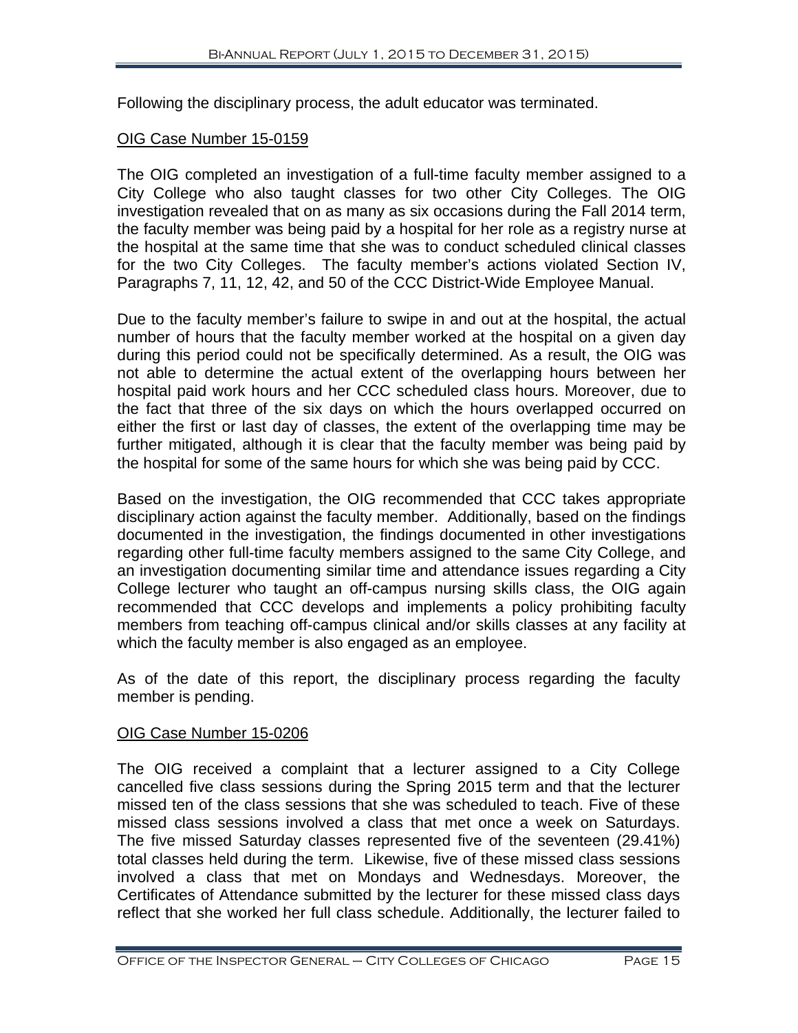Following the disciplinary process, the adult educator was terminated.

### OIG Case Number 15-0159

The OIG completed an investigation of a full-time faculty member assigned to a City College who also taught classes for two other City Colleges. The OIG investigation revealed that on as many as six occasions during the Fall 2014 term, the faculty member was being paid by a hospital for her role as a registry nurse at the hospital at the same time that she was to conduct scheduled clinical classes for the two City Colleges. The faculty member's actions violated Section IV, Paragraphs 7, 11, 12, 42, and 50 of the CCC District-Wide Employee Manual.

Due to the faculty member's failure to swipe in and out at the hospital, the actual number of hours that the faculty member worked at the hospital on a given day during this period could not be specifically determined. As a result, the OIG was not able to determine the actual extent of the overlapping hours between her hospital paid work hours and her CCC scheduled class hours. Moreover, due to the fact that three of the six days on which the hours overlapped occurred on either the first or last day of classes, the extent of the overlapping time may be further mitigated, although it is clear that the faculty member was being paid by the hospital for some of the same hours for which she was being paid by CCC.

Based on the investigation, the OIG recommended that CCC takes appropriate disciplinary action against the faculty member. Additionally, based on the findings documented in the investigation, the findings documented in other investigations regarding other full-time faculty members assigned to the same City College, and an investigation documenting similar time and attendance issues regarding a City College lecturer who taught an off-campus nursing skills class, the OIG again recommended that CCC develops and implements a policy prohibiting faculty members from teaching off-campus clinical and/or skills classes at any facility at which the faculty member is also engaged as an employee.

As of the date of this report, the disciplinary process regarding the faculty member is pending.

### OIG Case Number 15-0206

The OIG received a complaint that a lecturer assigned to a City College cancelled five class sessions during the Spring 2015 term and that the lecturer missed ten of the class sessions that she was scheduled to teach. Five of these missed class sessions involved a class that met once a week on Saturdays. The five missed Saturday classes represented five of the seventeen (29.41%) total classes held during the term. Likewise, five of these missed class sessions involved a class that met on Mondays and Wednesdays. Moreover, the Certificates of Attendance submitted by the lecturer for these missed class days reflect that she worked her full class schedule. Additionally, the lecturer failed to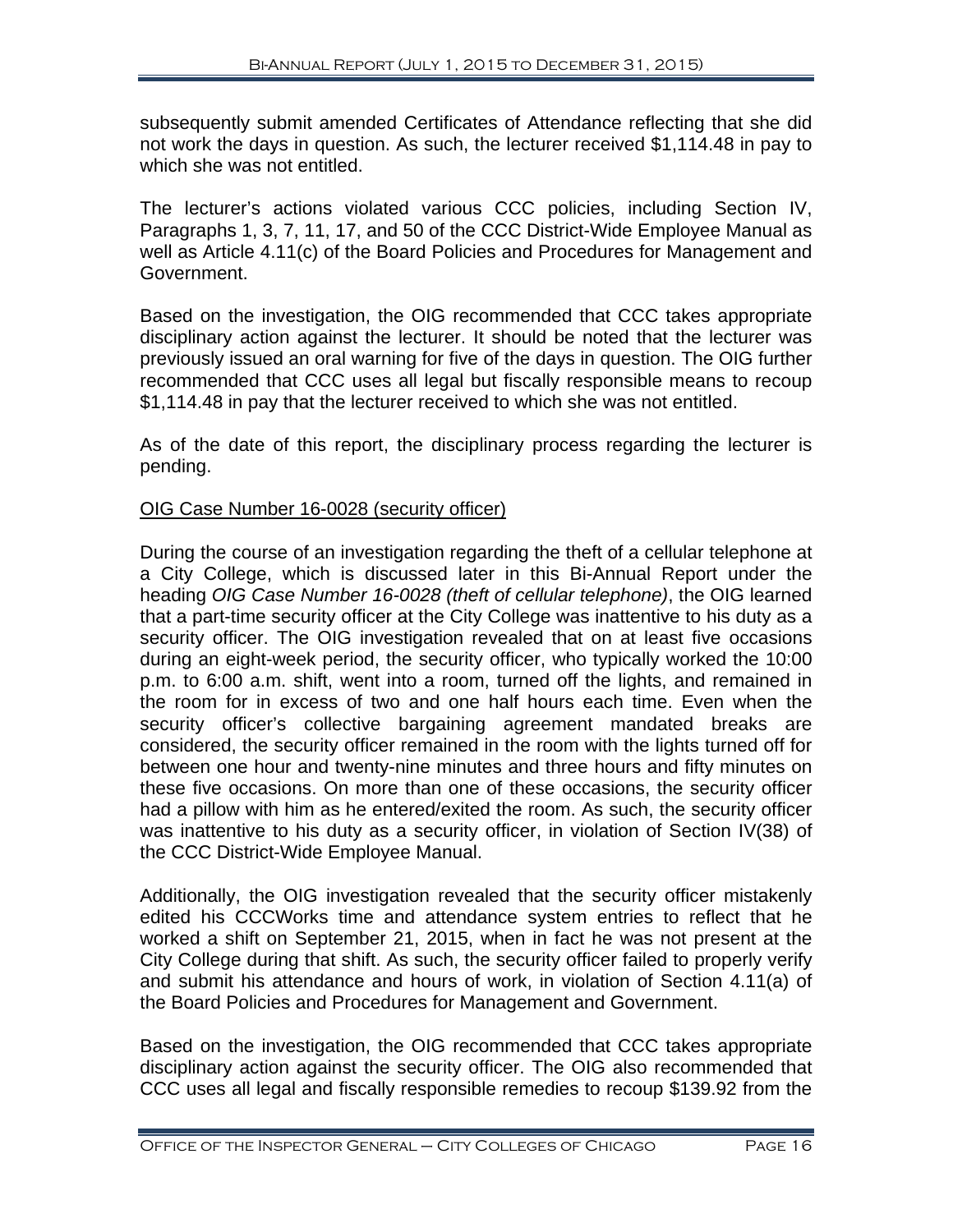subsequently submit amended Certificates of Attendance reflecting that she did not work the days in question. As such, the lecturer received $1,114.48 in pay to which she was not entitled.

The lecturer's actions violated various CCC policies, including Section IV, Paragraphs 1, 3, 7, 11, 17, and 50 of the CCC District-Wide Employee Manual as well as Article 4.11(c) of the Board Policies and Procedures for Management and Government.

Based on the investigation, the OIG recommended that CCC takes appropriate disciplinary action against the lecturer. It should be noted that the lecturer was previously issued an oral warning for five of the days in question. The OIG further recommended that CCC uses all legal but fiscally responsible means to recoup $1,114.48 in pay that the lecturer received to which she was not entitled.

As of the date of this report, the disciplinary process regarding the lecturer is pending.

<u>OIG Case Number 16-0028 (security officer)</u>

During the course of an investigation regarding the theft of a cellular telephone at a City College, which is discussed later in this Bi-Annual Report under the heading *OIG Case Number 16-0028 (theft of cellular telephone)*, the OIG learned that a part-time security officer at the City College was inattentive to his duty as a security officer. The OIG investigation revealed that on at least five occasions during an eight-week period, the security officer, who typically worked the 10:00 p.m. to 6:00 a.m. shift, went into a room, turned off the lights, and remained in the room for in excess of two and one half hours each time. Even when the security officer's collective bargaining agreement mandated breaks are considered, the security officer remained in the room with the lights turned off for between one hour and twenty-nine minutes and three hours and fifty minutes on these five occasions. On more than one of these occasions, the security officer had a pillow with him as he entered/exited the room. As such, the security officer was inattentive to his duty as a security officer, in violation of Section IV(38) of the CCC District-Wide Employee Manual.

Additionally, the OIG investigation revealed that the security officer mistakenly edited his CCCWorks time and attendance system entries to reflect that he worked a shift on September 21, 2015, when in fact he was not present at the City College during that shift. As such, the security officer failed to properly verify and submit his attendance and hours of work, in violation of Section 4.11(a) of the Board Policies and Procedures for Management and Government.

Based on the investigation, the OIG recommended that CCC takes appropriate disciplinary action against the security officer. The OIG also recommended that CCC uses all legal and fiscally responsible remedies to recoup $139.92 from the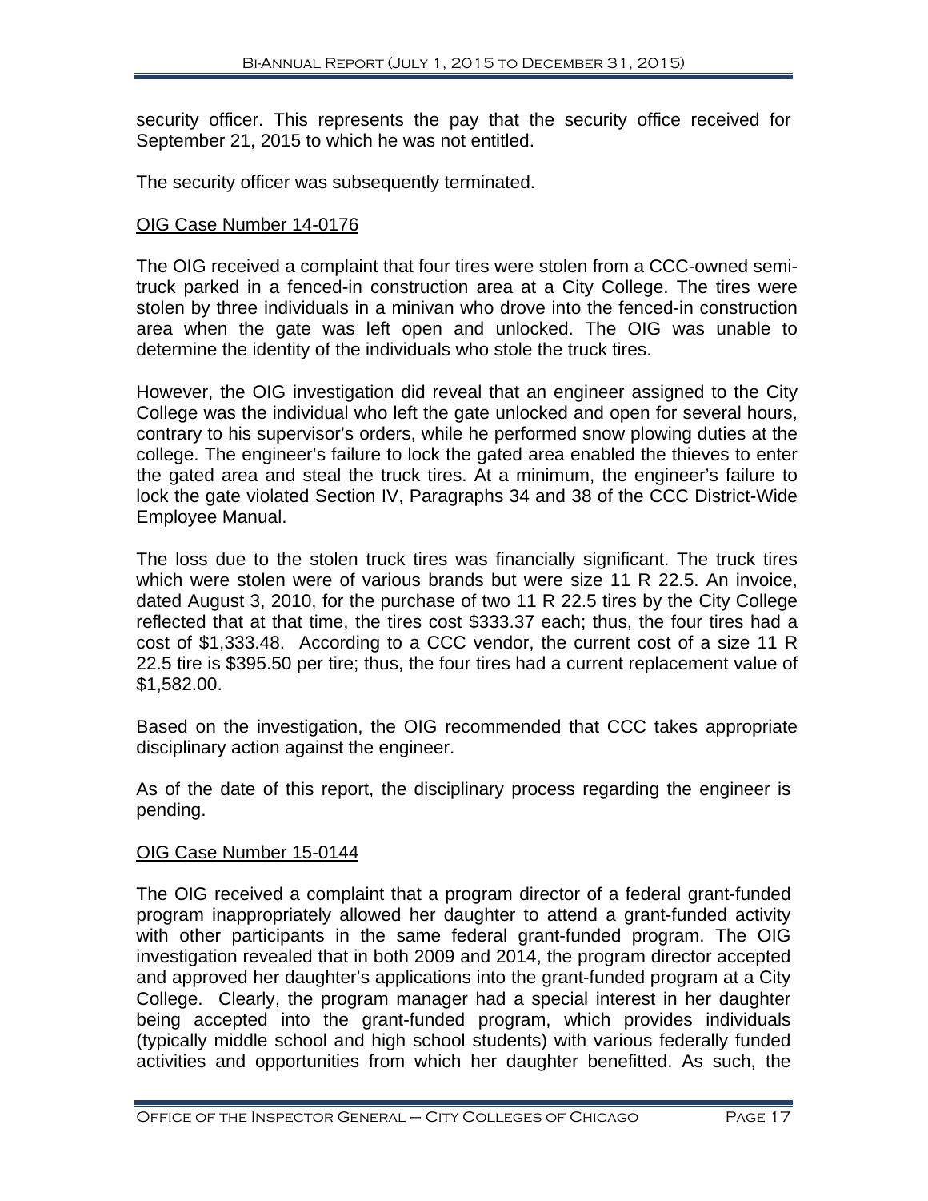security officer. This represents the pay that the security office received for September 21, 2015 to which he was not entitled.

The security officer was subsequently terminated.

OIG Case Number 14-0176

The OIG received a complaint that four tires were stolen from a CCC-owned semi-truck parked in a fenced-in construction area at a City College. The tires were stolen by three individuals in a minivan who drove into the fenced-in construction area when the gate was left open and unlocked. The OIG was unable to determine the identity of the individuals who stole the truck tires.

However, the OIG investigation did reveal that an engineer assigned to the City College was the individual who left the gate unlocked and open for several hours, contrary to his supervisor's orders, while he performed snow plowing duties at the college. The engineer's failure to lock the gated area enabled the thieves to enter the gated area and steal the truck tires. At a minimum, the engineer's failure to lock the gate violated Section IV, Paragraphs 34 and 38 of the CCC District-Wide Employee Manual.

The loss due to the stolen truck tires was financially significant. The truck tires which were stolen were of various brands but were size 11 R 22.5. An invoice, dated August 3, 2010, for the purchase of two 11 R 22.5 tires by the City College reflected that at that time, the tires cost $333.37 each; thus, the four tires had a cost of $1,333.48. According to a CCC vendor, the current cost of a size 11 R 22.5 tire is $395.50 per tire; thus, the four tires had a current replacement value of $1,582.00.

Based on the investigation, the OIG recommended that CCC takes appropriate disciplinary action against the engineer.

As of the date of this report, the disciplinary process regarding the engineer is pending.

OIG Case Number 15-0144

The OIG received a complaint that a program director of a federal grant-funded program inappropriately allowed her daughter to attend a grant-funded activity with other participants in the same federal grant-funded program. The OIG investigation revealed that in both 2009 and 2014, the program director accepted and approved her daughter's applications into the grant-funded program at a City College. Clearly, the program manager had a special interest in her daughter being accepted into the grant-funded program, which provides individuals (typically middle school and high school students) with various federally funded activities and opportunities from which her daughter benefitted. As such, the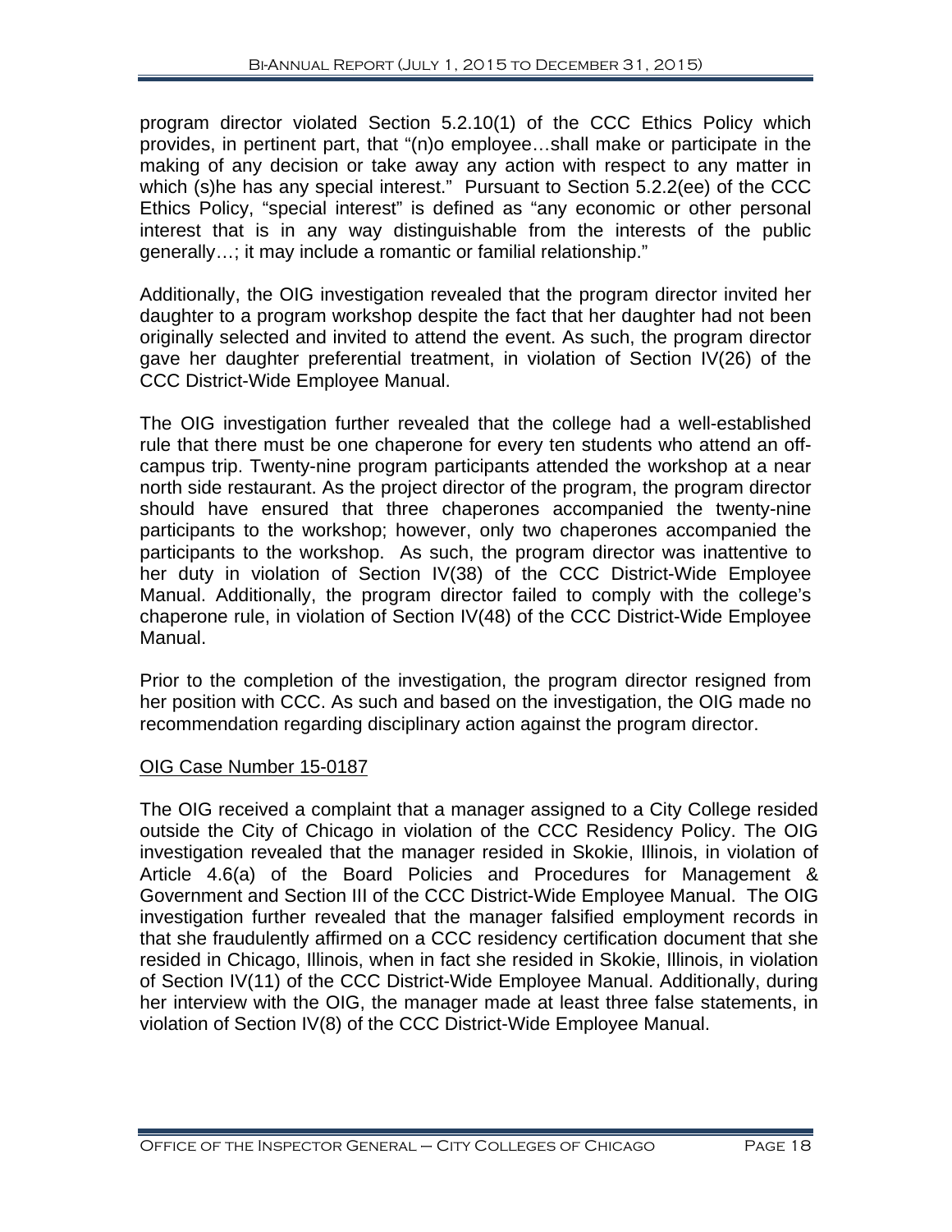program director violated Section 5.2.10(1) of the CCC Ethics Policy which provides, in pertinent part, that "(n)o employee…shall make or participate in the making of any decision or take away any action with respect to any matter in which (s)he has any special interest." Pursuant to Section 5.2.2(ee) of the CCC Ethics Policy, "special interest" is defined as "any economic or other personal interest that is in any way distinguishable from the interests of the public generally…; it may include a romantic or familial relationship."

Additionally, the OIG investigation revealed that the program director invited her daughter to a program workshop despite the fact that her daughter had not been originally selected and invited to attend the event. As such, the program director gave her daughter preferential treatment, in violation of Section IV(26) of the CCC District-Wide Employee Manual.

The OIG investigation further revealed that the college had a well-established rule that there must be one chaperone for every ten students who attend an off-campus trip. Twenty-nine program participants attended the workshop at a near north side restaurant. As the project director of the program, the program director should have ensured that three chaperones accompanied the twenty-nine participants to the workshop; however, only two chaperones accompanied the participants to the workshop. As such, the program director was inattentive to her duty in violation of Section IV(38) of the CCC District-Wide Employee Manual. Additionally, the program director failed to comply with the college's chaperone rule, in violation of Section IV(48) of the CCC District-Wide Employee Manual.

Prior to the completion of the investigation, the program director resigned from her position with CCC. As such and based on the investigation, the OIG made no recommendation regarding disciplinary action against the program director.

OIG Case Number 15-0187

The OIG received a complaint that a manager assigned to a City College resided outside the City of Chicago in violation of the CCC Residency Policy. The OIG investigation revealed that the manager resided in Skokie, Illinois, in violation of Article 4.6(a) of the Board Policies and Procedures for Management & Government and Section III of the CCC District-Wide Employee Manual. The OIG investigation further revealed that the manager falsified employment records in that she fraudulently affirmed on a CCC residency certification document that she resided in Chicago, Illinois, when in fact she resided in Skokie, Illinois, in violation of Section IV(11) of the CCC District-Wide Employee Manual. Additionally, during her interview with the OIG, the manager made at least three false statements, in violation of Section IV(8) of the CCC District-Wide Employee Manual.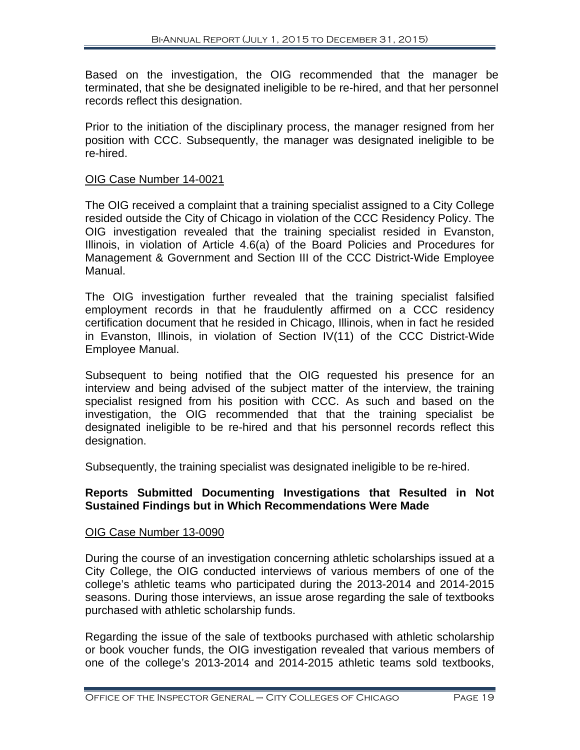Based on the investigation, the OIG recommended that the manager be terminated, that she be designated ineligible to be re-hired, and that her personnel records reflect this designation.

Prior to the initiation of the disciplinary process, the manager resigned from her position with CCC. Subsequently, the manager was designated ineligible to be re-hired.

OIG Case Number 14-0021

The OIG received a complaint that a training specialist assigned to a City College resided outside the City of Chicago in violation of the CCC Residency Policy. The OIG investigation revealed that the training specialist resided in Evanston, Illinois, in violation of Article 4.6(a) of the Board Policies and Procedures for Management & Government and Section III of the CCC District-Wide Employee Manual.

The OIG investigation further revealed that the training specialist falsified employment records in that he fraudulently affirmed on a CCC residency certification document that he resided in Chicago, Illinois, when in fact he resided in Evanston, Illinois, in violation of Section IV(11) of the CCC District-Wide Employee Manual.

Subsequent to being notified that the OIG requested his presence for an interview and being advised of the subject matter of the interview, the training specialist resigned from his position with CCC. As such and based on the investigation, the OIG recommended that that the training specialist be designated ineligible to be re-hired and that his personnel records reflect this designation.

Subsequently, the training specialist was designated ineligible to be re-hired.

**Reports Submitted Documenting Investigations that Resulted in Not Sustained Findings but in Which Recommendations Were Made**

OIG Case Number 13-0090

During the course of an investigation concerning athletic scholarships issued at a City College, the OIG conducted interviews of various members of one of the college's athletic teams who participated during the 2013-2014 and 2014-2015 seasons. During those interviews, an issue arose regarding the sale of textbooks purchased with athletic scholarship funds.

Regarding the issue of the sale of textbooks purchased with athletic scholarship or book voucher funds, the OIG investigation revealed that various members of one of the college's 2013-2014 and 2014-2015 athletic teams sold textbooks,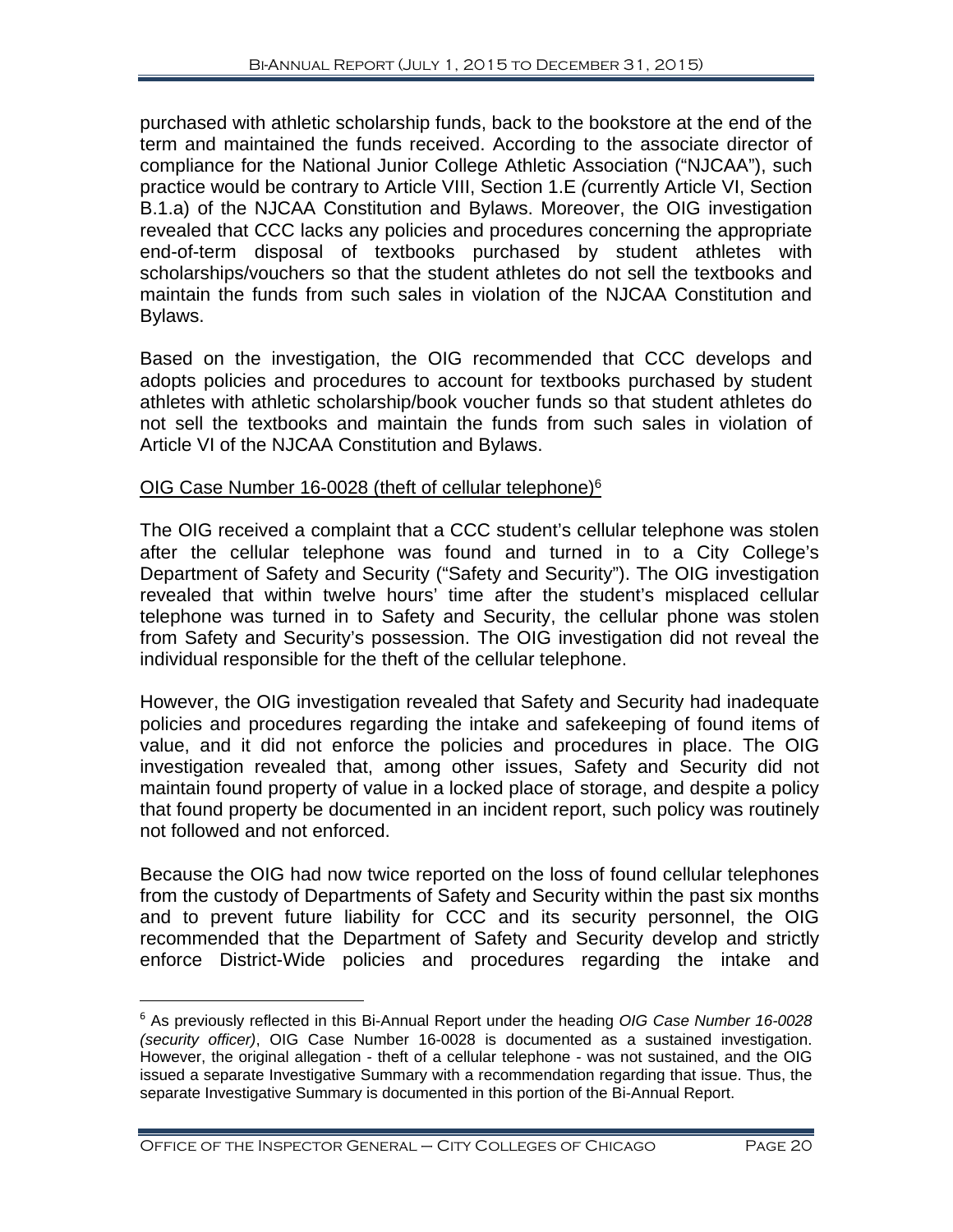purchased with athletic scholarship funds, back to the bookstore at the end of the term and maintained the funds received. According to the associate director of compliance for the National Junior College Athletic Association ("NJCAA"), such practice would be contrary to Article VIII, Section 1.E *(*currently Article VI, Section B.1.a) of the NJCAA Constitution and Bylaws. Moreover, the OIG investigation revealed that CCC lacks any policies and procedures concerning the appropriate end-of-term disposal of textbooks purchased by student athletes with scholarships/vouchers so that the student athletes do not sell the textbooks and maintain the funds from such sales in violation of the NJCAA Constitution and Bylaws.

Based on the investigation, the OIG recommended that CCC develops and adopts policies and procedures to account for textbooks purchased by student athletes with athletic scholarship/book voucher funds so that student athletes do not sell the textbooks and maintain the funds from such sales in violation of Article VI of the NJCAA Constitution and Bylaws.

<u>OIG Case Number 16-0028 (theft of cellular telephone)</u>[6]

The OIG received a complaint that a CCC student's cellular telephone was stolen after the cellular telephone was found and turned in to a City College's Department of Safety and Security ("Safety and Security"). The OIG investigation revealed that within twelve hours' time after the student's misplaced cellular telephone was turned in to Safety and Security, the cellular phone was stolen from Safety and Security's possession. The OIG investigation did not reveal the individual responsible for the theft of the cellular telephone.

However, the OIG investigation revealed that Safety and Security had inadequate policies and procedures regarding the intake and safekeeping of found items of value, and it did not enforce the policies and procedures in place. The OIG investigation revealed that, among other issues, Safety and Security did not maintain found property of value in a locked place of storage, and despite a policy that found property be documented in an incident report, such policy was routinely not followed and not enforced.

Because the OIG had now twice reported on the loss of found cellular telephones from the custody of Departments of Safety and Security within the past six months and to prevent future liability for CCC and its security personnel, the OIG recommended that the Department of Safety and Security develop and strictly enforce District-Wide policies and procedures regarding the intake and

---

[6] As previously reflected in this Bi-Annual Report under the heading *OIG Case Number 16-0028 (security officer)*, OIG Case Number 16-0028 is documented as a sustained investigation. However, the original allegation - theft of a cellular telephone - was not sustained, and the OIG issued a separate Investigative Summary with a recommendation regarding that issue. Thus, the separate Investigative Summary is documented in this portion of the Bi-Annual Report.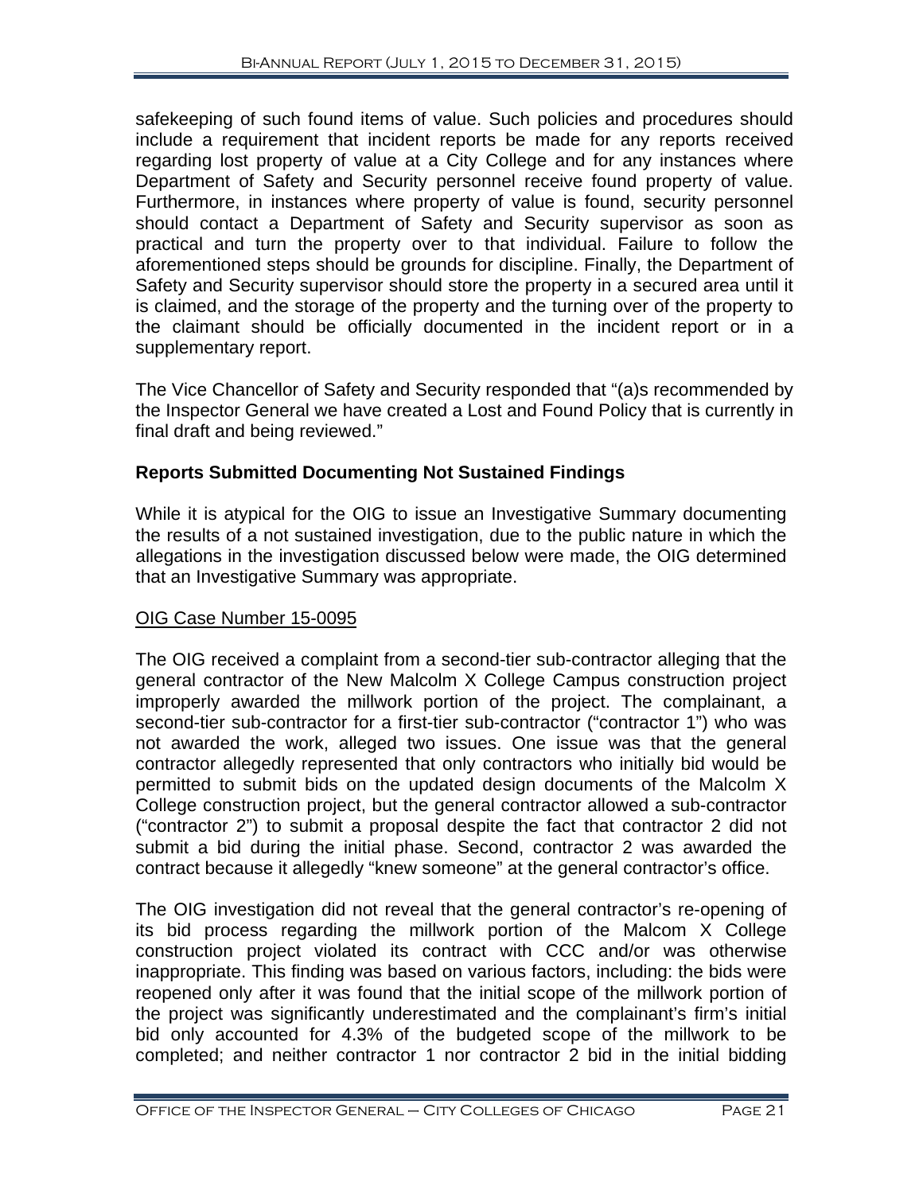safekeeping of such found items of value. Such policies and procedures should include a requirement that incident reports be made for any reports received regarding lost property of value at a City College and for any instances where Department of Safety and Security personnel receive found property of value. Furthermore, in instances where property of value is found, security personnel should contact a Department of Safety and Security supervisor as soon as practical and turn the property over to that individual. Failure to follow the aforementioned steps should be grounds for discipline. Finally, the Department of Safety and Security supervisor should store the property in a secured area until it is claimed, and the storage of the property and the turning over of the property to the claimant should be officially documented in the incident report or in a supplementary report.

The Vice Chancellor of Safety and Security responded that "(a)s recommended by the Inspector General we have created a Lost and Found Policy that is currently in final draft and being reviewed."

### Reports Submitted Documenting Not Sustained Findings

While it is atypical for the OIG to issue an Investigative Summary documenting the results of a not sustained investigation, due to the public nature in which the allegations in the investigation discussed below were made, the OIG determined that an Investigative Summary was appropriate.

<u>OIG Case Number 15-0095</u>

The OIG received a complaint from a second-tier sub-contractor alleging that the general contractor of the New Malcolm X College Campus construction project improperly awarded the millwork portion of the project. The complainant, a second-tier sub-contractor for a first-tier sub-contractor ("contractor 1") who was not awarded the work, alleged two issues. One issue was that the general contractor allegedly represented that only contractors who initially bid would be permitted to submit bids on the updated design documents of the Malcolm X College construction project, but the general contractor allowed a sub-contractor ("contractor 2") to submit a proposal despite the fact that contractor 2 did not submit a bid during the initial phase. Second, contractor 2 was awarded the contract because it allegedly "knew someone" at the general contractor's office.

The OIG investigation did not reveal that the general contractor's re-opening of its bid process regarding the millwork portion of the Malcom X College construction project violated its contract with CCC and/or was otherwise inappropriate. This finding was based on various factors, including: the bids were reopened only after it was found that the initial scope of the millwork portion of the project was significantly underestimated and the complainant's firm's initial bid only accounted for 4.3% of the budgeted scope of the millwork to be completed; and neither contractor 1 nor contractor 2 bid in the initial bidding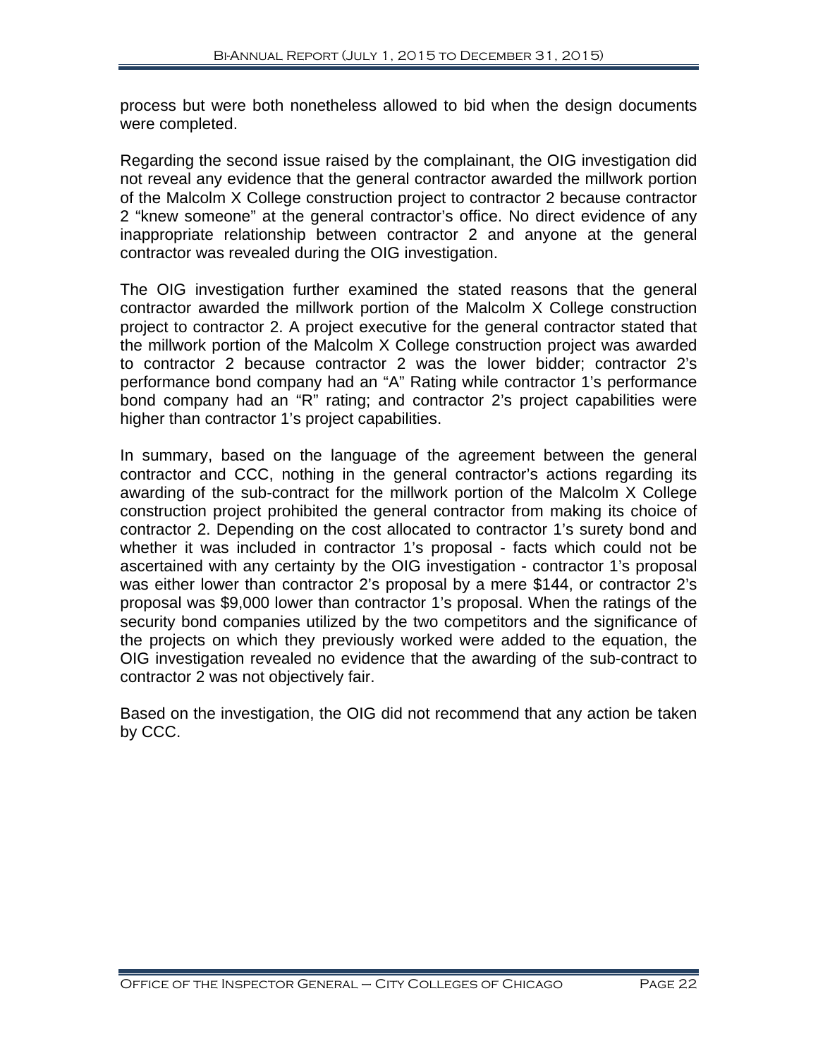process but were both nonetheless allowed to bid when the design documents were completed.

Regarding the second issue raised by the complainant, the OIG investigation did not reveal any evidence that the general contractor awarded the millwork portion of the Malcolm X College construction project to contractor 2 because contractor 2 "knew someone" at the general contractor's office. No direct evidence of any inappropriate relationship between contractor 2 and anyone at the general contractor was revealed during the OIG investigation.

The OIG investigation further examined the stated reasons that the general contractor awarded the millwork portion of the Malcolm X College construction project to contractor 2. A project executive for the general contractor stated that the millwork portion of the Malcolm X College construction project was awarded to contractor 2 because contractor 2 was the lower bidder; contractor 2's performance bond company had an "A" Rating while contractor 1's performance bond company had an "R" rating; and contractor 2's project capabilities were higher than contractor 1's project capabilities.

In summary, based on the language of the agreement between the general contractor and CCC, nothing in the general contractor's actions regarding its awarding of the sub-contract for the millwork portion of the Malcolm X College construction project prohibited the general contractor from making its choice of contractor 2. Depending on the cost allocated to contractor 1's surety bond and whether it was included in contractor 1's proposal - facts which could not be ascertained with any certainty by the OIG investigation - contractor 1's proposal was either lower than contractor 2's proposal by a mere $144, or contractor 2's proposal was $9,000 lower than contractor 1's proposal. When the ratings of the security bond companies utilized by the two competitors and the significance of the projects on which they previously worked were added to the equation, the OIG investigation revealed no evidence that the awarding of the sub-contract to contractor 2 was not objectively fair.

Based on the investigation, the OIG did not recommend that any action be taken by CCC.